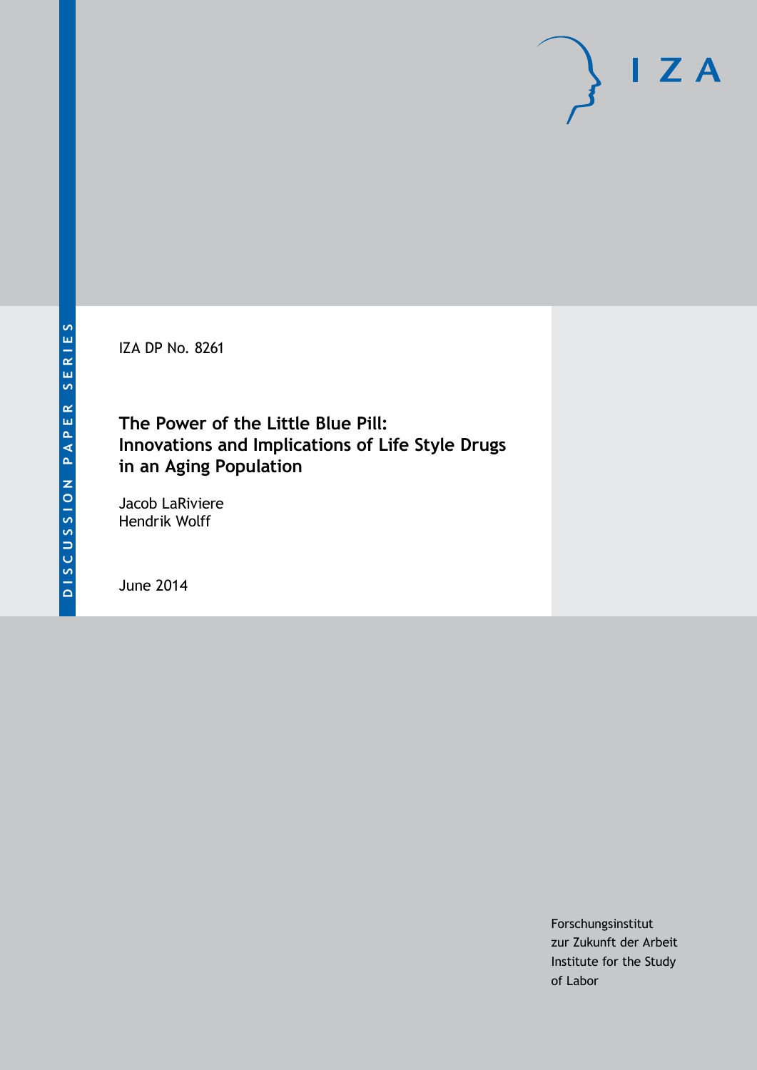DISCUSSION PAPER SERIES

IZA DP No. 8261

# The Power of the Little Blue Pill: Innovations and Implications of Life Style Drugs in an Aging Population

Jacob LaRiviere
Hendrik Wolff

June 2014

Forschungsinstitut
zur Zukunft der Arbeit
Institute for the Study
of Labor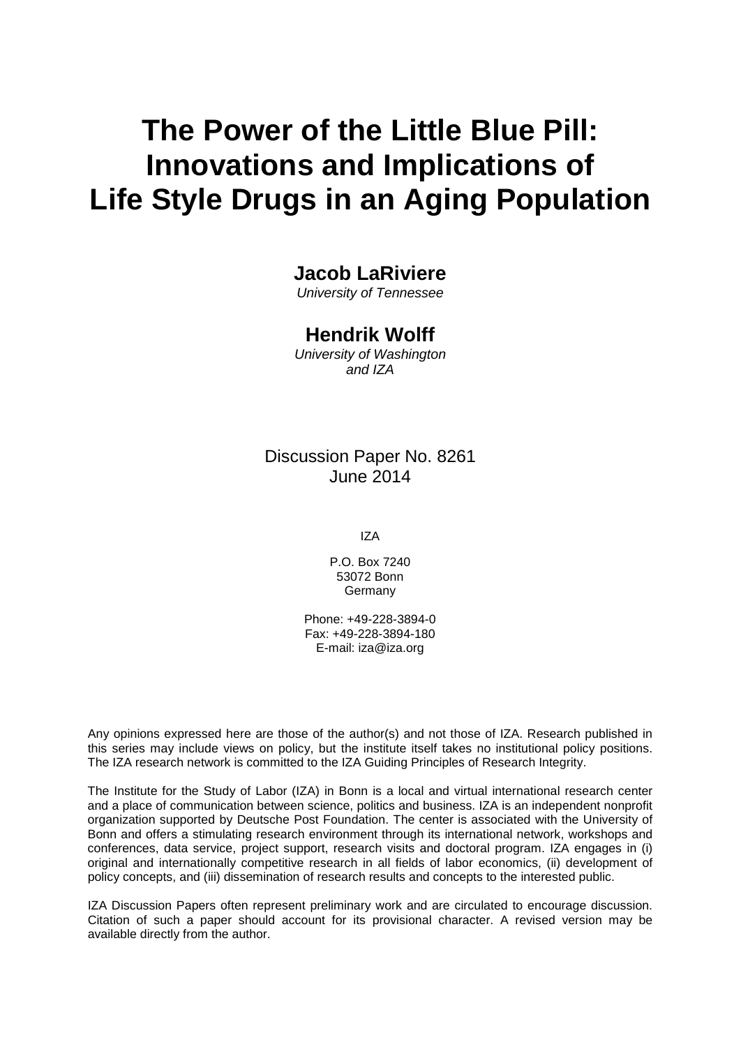# The Power of the Little Blue Pill: Innovations and Implications of Life Style Drugs in an Aging Population

**Jacob LaRiviere**

*University of Tennessee*

**Hendrik Wolff**

*University of Washington and IZA*

Discussion Paper No. 8261
June 2014

IZA

P.O. Box 7240
53072 Bonn
Germany

Phone: +49-228-3894-0
Fax: +49-228-3894-180
E-mail: iza@iza.org

Any opinions expressed here are those of the author(s) and not those of IZA. Research published in this series may include views on policy, but the institute itself takes no institutional policy positions. The IZA research network is committed to the IZA Guiding Principles of Research Integrity.

The Institute for the Study of Labor (IZA) in Bonn is a local and virtual international research center and a place of communication between science, politics and business. IZA is an independent nonprofit organization supported by Deutsche Post Foundation. The center is associated with the University of Bonn and offers a stimulating research environment through its international network, workshops and conferences, data service, project support, research visits and doctoral program. IZA engages in (i) original and internationally competitive research in all fields of labor economics, (ii) development of policy concepts, and (iii) dissemination of research results and concepts to the interested public.

IZA Discussion Papers often represent preliminary work and are circulated to encourage discussion. Citation of such a paper should account for its provisional character. A revised version may be available directly from the author.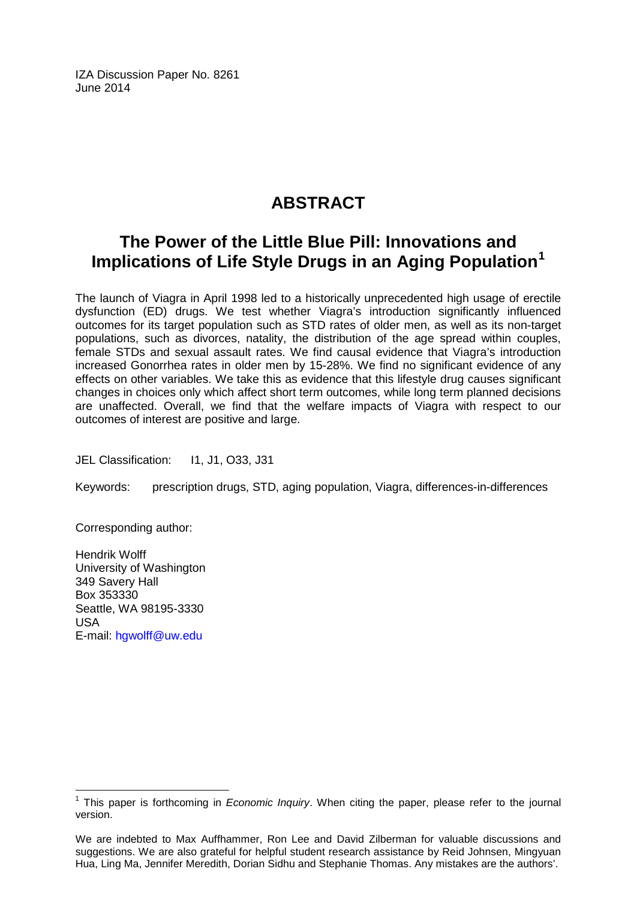IZA Discussion Paper No. 8261
June 2014

# ABSTRACT

## The Power of the Little Blue Pill: Innovations and Implications of Life Style Drugs in an Aging Population[1]

The launch of Viagra in April 1998 led to a historically unprecedented high usage of erectile dysfunction (ED) drugs. We test whether Viagra's introduction significantly influenced outcomes for its target population such as STD rates of older men, as well as its non-target populations, such as divorces, natality, the distribution of the age spread within couples, female STDs and sexual assault rates. We find causal evidence that Viagra's introduction increased Gonorrhea rates in older men by 15-28%. We find no significant evidence of any effects on other variables. We take this as evidence that this lifestyle drug causes significant changes in choices only which affect short term outcomes, while long term planned decisions are unaffected. Overall, we find that the welfare impacts of Viagra with respect to our outcomes of interest are positive and large.

JEL Classification: I1, J1, O33, J31

Keywords: prescription drugs, STD, aging population, Viagra, differences-in-differences

Corresponding author:

Hendrik Wolff
University of Washington
349 Savery Hall
Box 353330
Seattle, WA 98195-3330
USA
E-mail: hgwolff@uw.edu

---

[1] This paper is forthcoming in *Economic Inquiry*. When citing the paper, please refer to the journal version.

We are indebted to Max Auffhammer, Ron Lee and David Zilberman for valuable discussions and suggestions. We are also grateful for helpful student research assistance by Reid Johnsen, Mingyuan Hua, Ling Ma, Jennifer Meredith, Dorian Sidhu and Stephanie Thomas. Any mistakes are the authors'.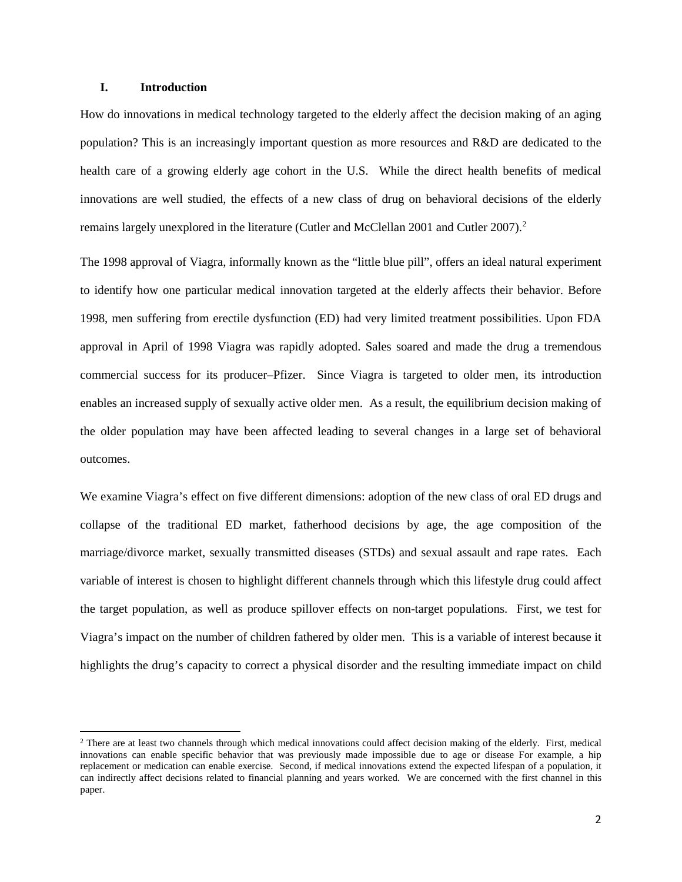## I. Introduction

How do innovations in medical technology targeted to the elderly affect the decision making of an aging population? This is an increasingly important question as more resources and R&D are dedicated to the health care of a growing elderly age cohort in the U.S. While the direct health benefits of medical innovations are well studied, the effects of a new class of drug on behavioral decisions of the elderly remains largely unexplored in the literature (Cutler and McClellan 2001 and Cutler 2007).[2]

The 1998 approval of Viagra, informally known as the "little blue pill", offers an ideal natural experiment to identify how one particular medical innovation targeted at the elderly affects their behavior. Before 1998, men suffering from erectile dysfunction (ED) had very limited treatment possibilities. Upon FDA approval in April of 1998 Viagra was rapidly adopted. Sales soared and made the drug a tremendous commercial success for its producer–Pfizer. Since Viagra is targeted to older men, its introduction enables an increased supply of sexually active older men. As a result, the equilibrium decision making of the older population may have been affected leading to several changes in a large set of behavioral outcomes.

We examine Viagra's effect on five different dimensions: adoption of the new class of oral ED drugs and collapse of the traditional ED market, fatherhood decisions by age, the age composition of the marriage/divorce market, sexually transmitted diseases (STDs) and sexual assault and rape rates. Each variable of interest is chosen to highlight different channels through which this lifestyle drug could affect the target population, as well as produce spillover effects on non-target populations. First, we test for Viagra's impact on the number of children fathered by older men. This is a variable of interest because it highlights the drug's capacity to correct a physical disorder and the resulting immediate impact on child

[2] There are at least two channels through which medical innovations could affect decision making of the elderly. First, medical innovations can enable specific behavior that was previously made impossible due to age or disease For example, a hip replacement or medication can enable exercise. Second, if medical innovations extend the expected lifespan of a population, it can indirectly affect decisions related to financial planning and years worked. We are concerned with the first channel in this paper.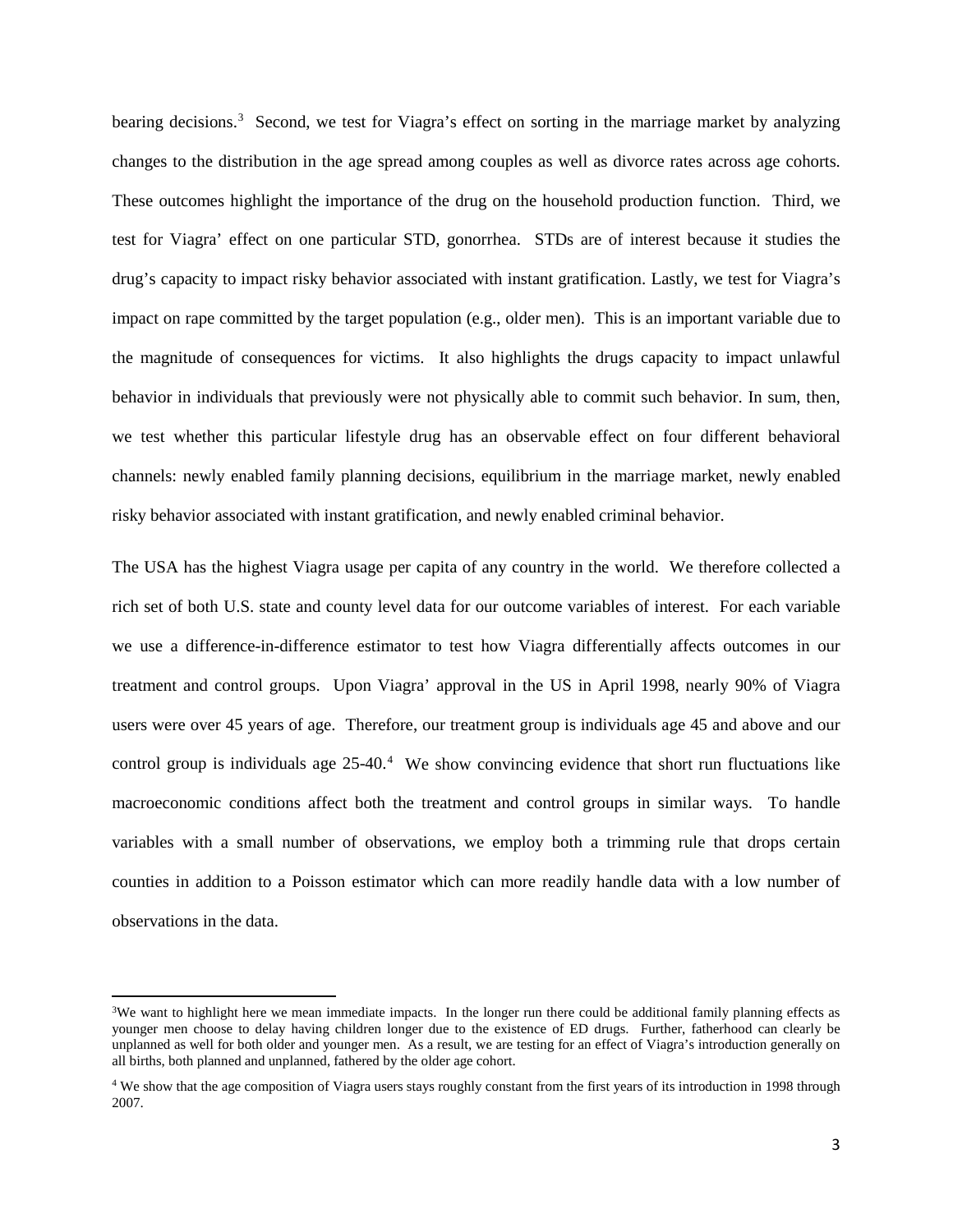bearing decisions.[3] Second, we test for Viagra's effect on sorting in the marriage market by analyzing changes to the distribution in the age spread among couples as well as divorce rates across age cohorts. These outcomes highlight the importance of the drug on the household production function. Third, we test for Viagra' effect on one particular STD, gonorrhea. STDs are of interest because it studies the drug's capacity to impact risky behavior associated with instant gratification. Lastly, we test for Viagra's impact on rape committed by the target population (e.g., older men). This is an important variable due to the magnitude of consequences for victims. It also highlights the drugs capacity to impact unlawful behavior in individuals that previously were not physically able to commit such behavior. In sum, then, we test whether this particular lifestyle drug has an observable effect on four different behavioral channels: newly enabled family planning decisions, equilibrium in the marriage market, newly enabled risky behavior associated with instant gratification, and newly enabled criminal behavior.

The USA has the highest Viagra usage per capita of any country in the world. We therefore collected a rich set of both U.S. state and county level data for our outcome variables of interest. For each variable we use a difference-in-difference estimator to test how Viagra differentially affects outcomes in our treatment and control groups. Upon Viagra' approval in the US in April 1998, nearly 90% of Viagra users were over 45 years of age. Therefore, our treatment group is individuals age 45 and above and our control group is individuals age 25-40.[4] We show convincing evidence that short run fluctuations like macroeconomic conditions affect both the treatment and control groups in similar ways. To handle variables with a small number of observations, we employ both a trimming rule that drops certain counties in addition to a Poisson estimator which can more readily handle data with a low number of observations in the data.

[3] We want to highlight here we mean immediate impacts. In the longer run there could be additional family planning effects as younger men choose to delay having children longer due to the existence of ED drugs. Further, fatherhood can clearly be unplanned as well for both older and younger men. As a result, we are testing for an effect of Viagra's introduction generally on all births, both planned and unplanned, fathered by the older age cohort.

[4] We show that the age composition of Viagra users stays roughly constant from the first years of its introduction in 1998 through 2007.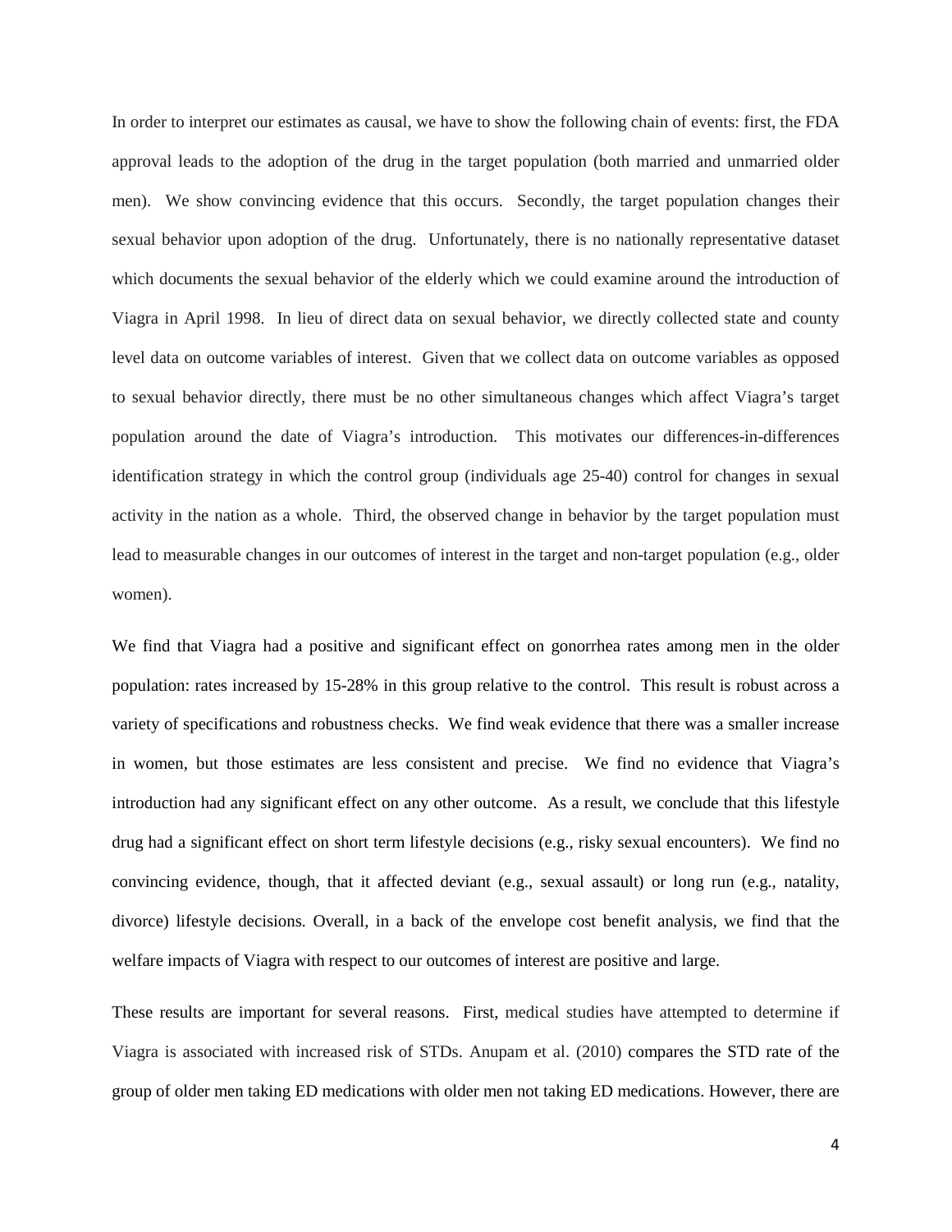In order to interpret our estimates as causal, we have to show the following chain of events: first, the FDA approval leads to the adoption of the drug in the target population (both married and unmarried older men). We show convincing evidence that this occurs. Secondly, the target population changes their sexual behavior upon adoption of the drug. Unfortunately, there is no nationally representative dataset which documents the sexual behavior of the elderly which we could examine around the introduction of Viagra in April 1998. In lieu of direct data on sexual behavior, we directly collected state and county level data on outcome variables of interest. Given that we collect data on outcome variables as opposed to sexual behavior directly, there must be no other simultaneous changes which affect Viagra's target population around the date of Viagra's introduction. This motivates our differences-in-differences identification strategy in which the control group (individuals age 25-40) control for changes in sexual activity in the nation as a whole. Third, the observed change in behavior by the target population must lead to measurable changes in our outcomes of interest in the target and non-target population (e.g., older women).

We find that Viagra had a positive and significant effect on gonorrhea rates among men in the older population: rates increased by 15-28% in this group relative to the control. This result is robust across a variety of specifications and robustness checks. We find weak evidence that there was a smaller increase in women, but those estimates are less consistent and precise. We find no evidence that Viagra's introduction had any significant effect on any other outcome. As a result, we conclude that this lifestyle drug had a significant effect on short term lifestyle decisions (e.g., risky sexual encounters). We find no convincing evidence, though, that it affected deviant (e.g., sexual assault) or long run (e.g., natality, divorce) lifestyle decisions. Overall, in a back of the envelope cost benefit analysis, we find that the welfare impacts of Viagra with respect to our outcomes of interest are positive and large.

These results are important for several reasons. First, medical studies have attempted to determine if Viagra is associated with increased risk of STDs. Anupam et al. (2010) compares the STD rate of the group of older men taking ED medications with older men not taking ED medications. However, there are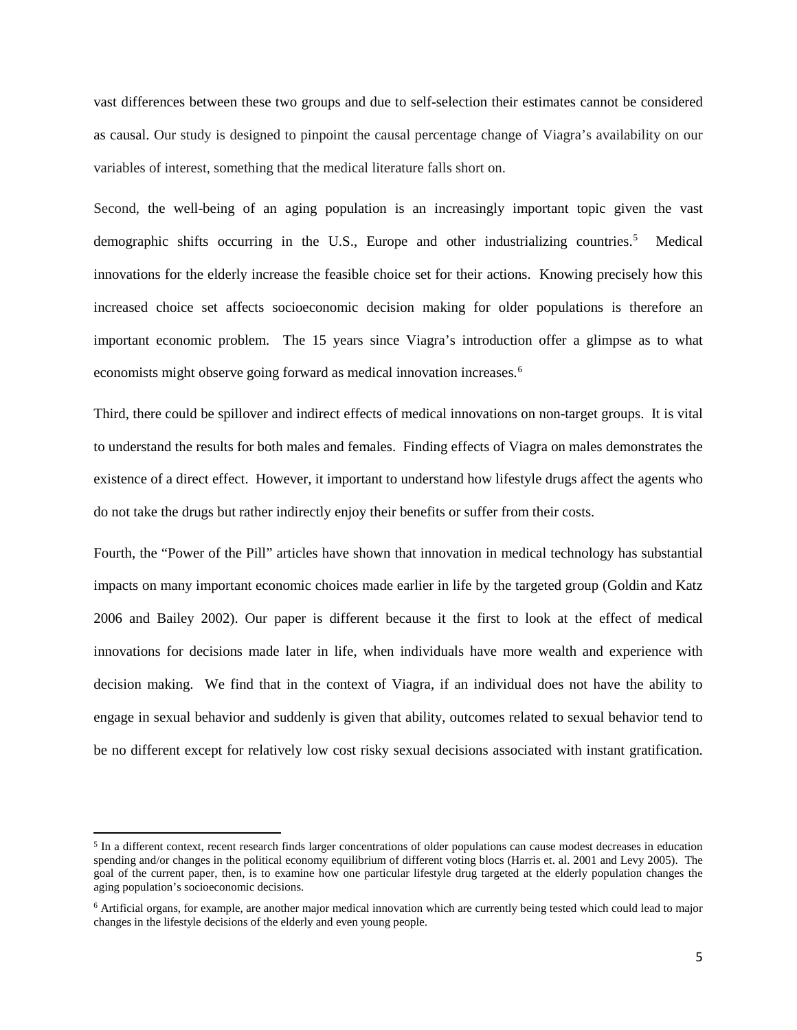vast differences between these two groups and due to self-selection their estimates cannot be considered as causal. Our study is designed to pinpoint the causal percentage change of Viagra's availability on our variables of interest, something that the medical literature falls short on.

Second, the well-being of an aging population is an increasingly important topic given the vast demographic shifts occurring in the U.S., Europe and other industrializing countries.[5] Medical innovations for the elderly increase the feasible choice set for their actions. Knowing precisely how this increased choice set affects socioeconomic decision making for older populations is therefore an important economic problem. The 15 years since Viagra's introduction offer a glimpse as to what economists might observe going forward as medical innovation increases.[6]

Third, there could be spillover and indirect effects of medical innovations on non-target groups. It is vital to understand the results for both males and females. Finding effects of Viagra on males demonstrates the existence of a direct effect. However, it important to understand how lifestyle drugs affect the agents who do not take the drugs but rather indirectly enjoy their benefits or suffer from their costs.

Fourth, the "Power of the Pill" articles have shown that innovation in medical technology has substantial impacts on many important economic choices made earlier in life by the targeted group (Goldin and Katz 2006 and Bailey 2002). Our paper is different because it the first to look at the effect of medical innovations for decisions made later in life, when individuals have more wealth and experience with decision making. We find that in the context of Viagra, if an individual does not have the ability to engage in sexual behavior and suddenly is given that ability, outcomes related to sexual behavior tend to be no different except for relatively low cost risky sexual decisions associated with instant gratification.

---

[5] In a different context, recent research finds larger concentrations of older populations can cause modest decreases in education spending and/or changes in the political economy equilibrium of different voting blocs (Harris et. al. 2001 and Levy 2005). The goal of the current paper, then, is to examine how one particular lifestyle drug targeted at the elderly population changes the aging population's socioeconomic decisions.

[6] Artificial organs, for example, are another major medical innovation which are currently being tested which could lead to major changes in the lifestyle decisions of the elderly and even young people.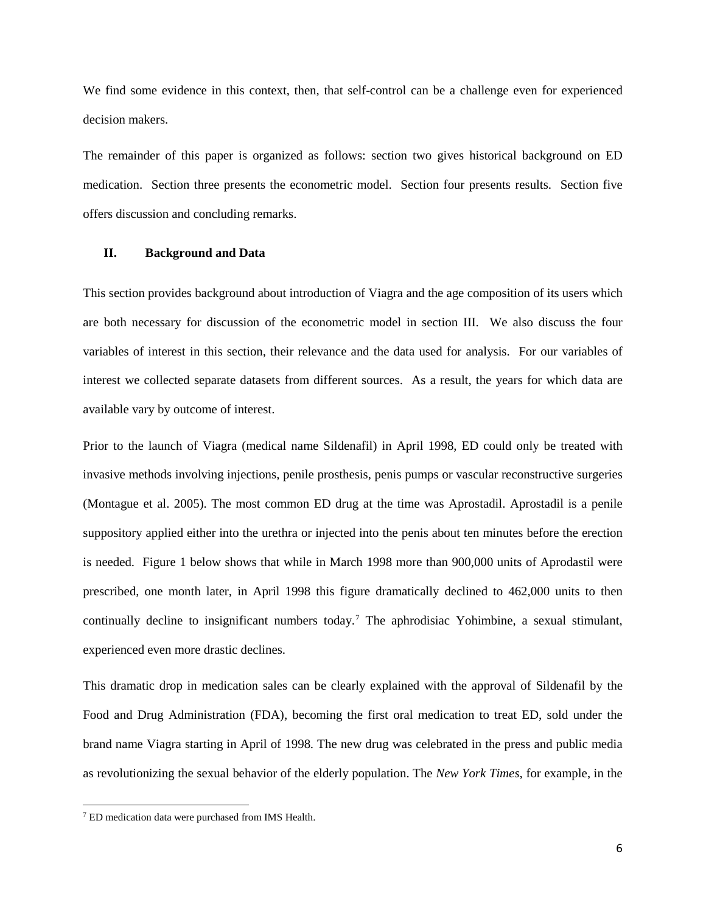We find some evidence in this context, then, that self-control can be a challenge even for experienced decision makers.

The remainder of this paper is organized as follows: section two gives historical background on ED medication. Section three presents the econometric model. Section four presents results. Section five offers discussion and concluding remarks.

## II. Background and Data

This section provides background about introduction of Viagra and the age composition of its users which are both necessary for discussion of the econometric model in section III. We also discuss the four variables of interest in this section, their relevance and the data used for analysis. For our variables of interest we collected separate datasets from different sources. As a result, the years for which data are available vary by outcome of interest.

Prior to the launch of Viagra (medical name Sildenafil) in April 1998, ED could only be treated with invasive methods involving injections, penile prosthesis, penis pumps or vascular reconstructive surgeries (Montague et al. 2005). The most common ED drug at the time was Aprostadil. Aprostadil is a penile suppository applied either into the urethra or injected into the penis about ten minutes before the erection is needed. Figure 1 below shows that while in March 1998 more than 900,000 units of Aprodastil were prescribed, one month later, in April 1998 this figure dramatically declined to 462,000 units to then continually decline to insignificant numbers today.[7] The aphrodisiac Yohimbine, a sexual stimulant, experienced even more drastic declines.

This dramatic drop in medication sales can be clearly explained with the approval of Sildenafil by the Food and Drug Administration (FDA), becoming the first oral medication to treat ED, sold under the brand name Viagra starting in April of 1998. The new drug was celebrated in the press and public media as revolutionizing the sexual behavior of the elderly population. The *New York Times*, for example, in the

[7] ED medication data were purchased from IMS Health.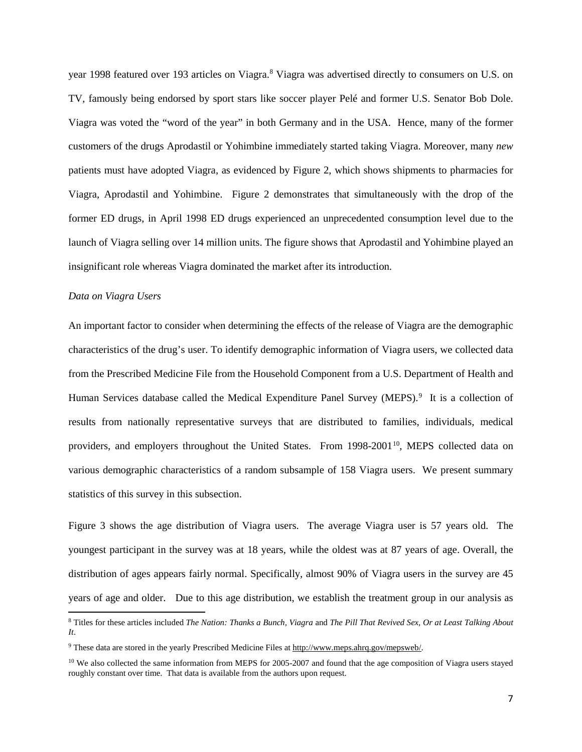year 1998 featured over 193 articles on Viagra.[8] Viagra was advertised directly to consumers on U.S. on TV, famously being endorsed by sport stars like soccer player Pelé and former U.S. Senator Bob Dole. Viagra was voted the "word of the year" in both Germany and in the USA. Hence, many of the former customers of the drugs Aprodastil or Yohimbine immediately started taking Viagra. Moreover, many *new* patients must have adopted Viagra, as evidenced by Figure 2, which shows shipments to pharmacies for Viagra, Aprodastil and Yohimbine. Figure 2 demonstrates that simultaneously with the drop of the former ED drugs, in April 1998 ED drugs experienced an unprecedented consumption level due to the launch of Viagra selling over 14 million units. The figure shows that Aprodastil and Yohimbine played an insignificant role whereas Viagra dominated the market after its introduction.

*Data on Viagra Users*

An important factor to consider when determining the effects of the release of Viagra are the demographic characteristics of the drug's user. To identify demographic information of Viagra users, we collected data from the Prescribed Medicine File from the Household Component from a U.S. Department of Health and Human Services database called the Medical Expenditure Panel Survey (MEPS).[9] It is a collection of results from nationally representative surveys that are distributed to families, individuals, medical providers, and employers throughout the United States. From 1998-2001[10], MEPS collected data on various demographic characteristics of a random subsample of 158 Viagra users. We present summary statistics of this survey in this subsection.

Figure 3 shows the age distribution of Viagra users. The average Viagra user is 57 years old. The youngest participant in the survey was at 18 years, while the oldest was at 87 years of age. Overall, the distribution of ages appears fairly normal. Specifically, almost 90% of Viagra users in the survey are 45 years of age and older. Due to this age distribution, we establish the treatment group in our analysis as

---

[8] Titles for these articles included *The Nation: Thanks a Bunch, Viagra* and *The Pill That Revived Sex, Or at Least Talking About It*.

[9] These data are stored in the yearly Prescribed Medicine Files at http://www.meps.ahrq.gov/mepsweb/.

[10] We also collected the same information from MEPS for 2005-2007 and found that the age composition of Viagra users stayed roughly constant over time. That data is available from the authors upon request.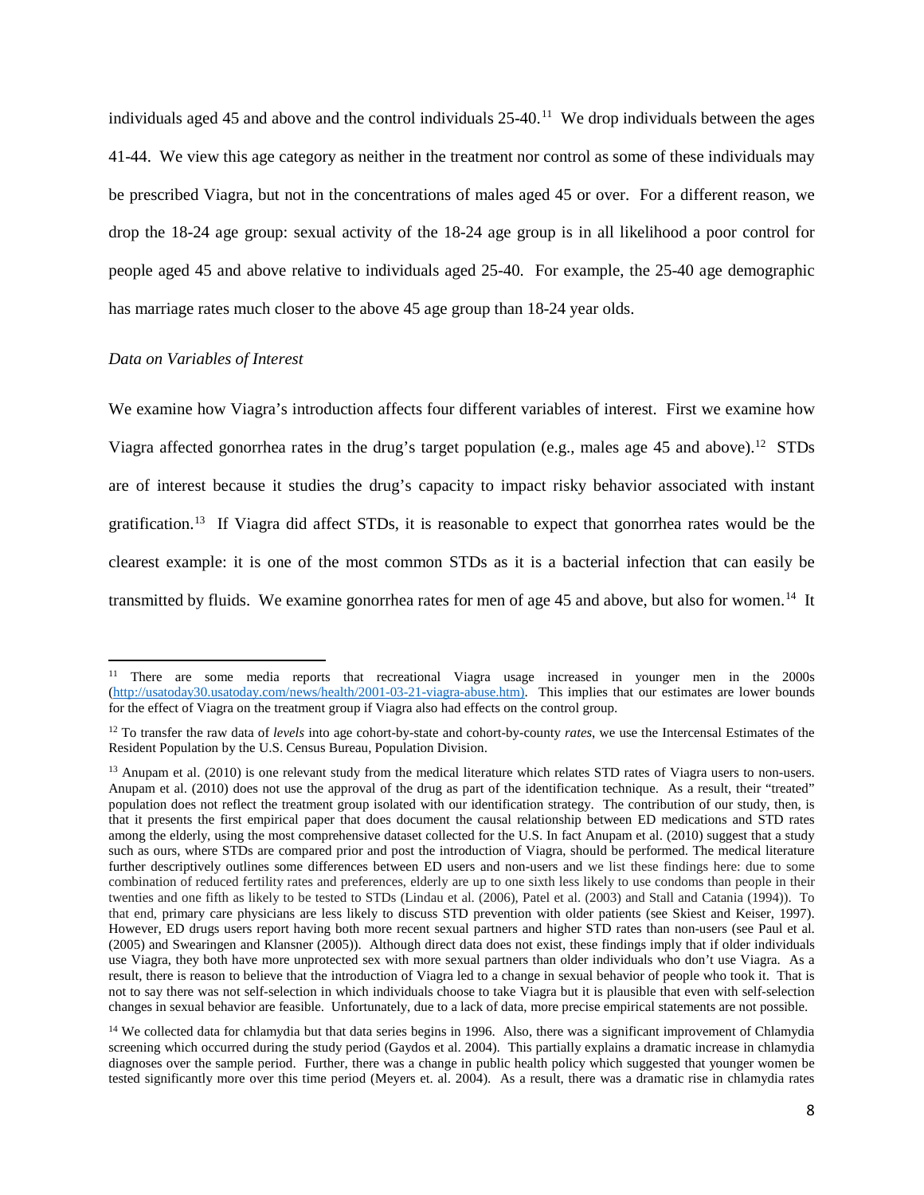individuals aged 45 and above and the control individuals 25-40.[11] We drop individuals between the ages 41-44. We view this age category as neither in the treatment nor control as some of these individuals may be prescribed Viagra, but not in the concentrations of males aged 45 or over. For a different reason, we drop the 18-24 age group: sexual activity of the 18-24 age group is in all likelihood a poor control for people aged 45 and above relative to individuals aged 25-40. For example, the 25-40 age demographic has marriage rates much closer to the above 45 age group than 18-24 year olds.

*Data on Variables of Interest*

We examine how Viagra's introduction affects four different variables of interest. First we examine how Viagra affected gonorrhea rates in the drug's target population (e.g., males age 45 and above).[12] STDs are of interest because it studies the drug's capacity to impact risky behavior associated with instant gratification.[13] If Viagra did affect STDs, it is reasonable to expect that gonorrhea rates would be the clearest example: it is one of the most common STDs as it is a bacterial infection that can easily be transmitted by fluids. We examine gonorrhea rates for men of age 45 and above, but also for women.[14] It

---

[11] There are some media reports that recreational Viagra usage increased in younger men in the 2000s (http://usatoday30.usatoday.com/news/health/2001-03-21-viagra-abuse.htm). This implies that our estimates are lower bounds for the effect of Viagra on the treatment group if Viagra also had effects on the control group.

[12] To transfer the raw data of *levels* into age cohort-by-state and cohort-by-county *rates*, we use the Intercensal Estimates of the Resident Population by the U.S. Census Bureau, Population Division.

[13] Anupam et al. (2010) is one relevant study from the medical literature which relates STD rates of Viagra users to non-users. Anupam et al. (2010) does not use the approval of the drug as part of the identification technique. As a result, their "treated" population does not reflect the treatment group isolated with our identification strategy. The contribution of our study, then, is that it presents the first empirical paper that does document the causal relationship between ED medications and STD rates among the elderly, using the most comprehensive dataset collected for the U.S. In fact Anupam et al. (2010) suggest that a study such as ours, where STDs are compared prior and post the introduction of Viagra, should be performed. The medical literature further descriptively outlines some differences between ED users and non-users and we list these findings here: due to some combination of reduced fertility rates and preferences, elderly are up to one sixth less likely to use condoms than people in their twenties and one fifth as likely to be tested to STDs (Lindau et al. (2006), Patel et al. (2003) and Stall and Catania (1994)). To that end, primary care physicians are less likely to discuss STD prevention with older patients (see Skiest and Keiser, 1997). However, ED drugs users report having both more recent sexual partners and higher STD rates than non-users (see Paul et al. (2005) and Swearingen and Klansner (2005)). Although direct data does not exist, these findings imply that if older individuals use Viagra, they both have more unprotected sex with more sexual partners than older individuals who don't use Viagra. As a result, there is reason to believe that the introduction of Viagra led to a change in sexual behavior of people who took it. That is not to say there was not self-selection in which individuals choose to take Viagra but it is plausible that even with self-selection changes in sexual behavior are feasible. Unfortunately, due to a lack of data, more precise empirical statements are not possible.

[14] We collected data for chlamydia but that data series begins in 1996. Also, there was a significant improvement of Chlamydia screening which occurred during the study period (Gaydos et al. 2004). This partially explains a dramatic increase in chlamydia diagnoses over the sample period. Further, there was a change in public health policy which suggested that younger women be tested significantly more over this time period (Meyers et. al. 2004). As a result, there was a dramatic rise in chlamydia rates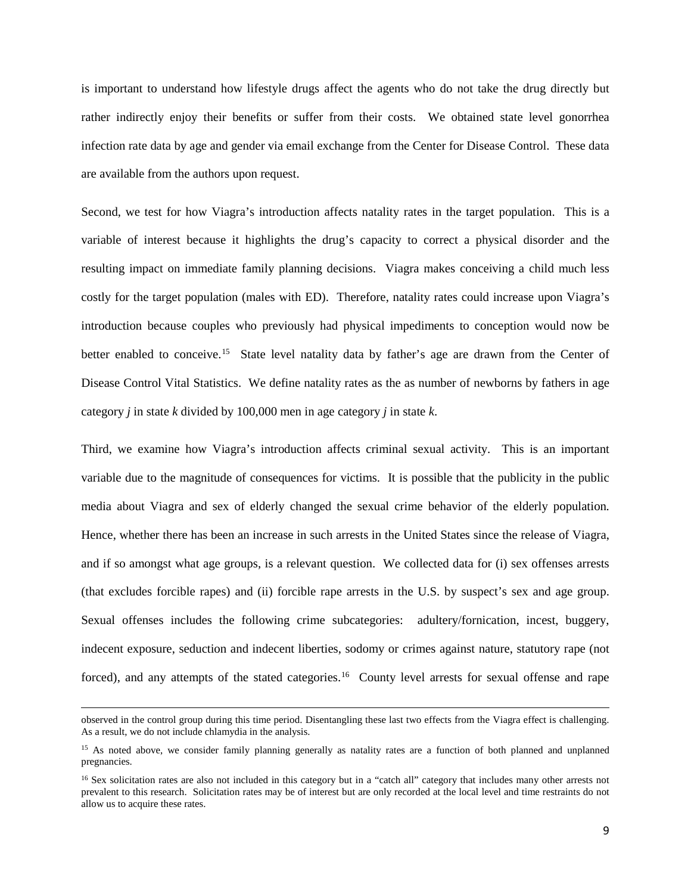is important to understand how lifestyle drugs affect the agents who do not take the drug directly but rather indirectly enjoy their benefits or suffer from their costs. We obtained state level gonorrhea infection rate data by age and gender via email exchange from the Center for Disease Control. These data are available from the authors upon request.

Second, we test for how Viagra's introduction affects natality rates in the target population. This is a variable of interest because it highlights the drug's capacity to correct a physical disorder and the resulting impact on immediate family planning decisions. Viagra makes conceiving a child much less costly for the target population (males with ED). Therefore, natality rates could increase upon Viagra's introduction because couples who previously had physical impediments to conception would now be better enabled to conceive.[15] State level natality data by father's age are drawn from the Center of Disease Control Vital Statistics. We define natality rates as the as number of newborns by fathers in age category *j* in state *k* divided by 100,000 men in age category *j* in state *k*.

Third, we examine how Viagra's introduction affects criminal sexual activity. This is an important variable due to the magnitude of consequences for victims. It is possible that the publicity in the public media about Viagra and sex of elderly changed the sexual crime behavior of the elderly population. Hence, whether there has been an increase in such arrests in the United States since the release of Viagra, and if so amongst what age groups, is a relevant question. We collected data for (i) sex offenses arrests (that excludes forcible rapes) and (ii) forcible rape arrests in the U.S. by suspect's sex and age group. Sexual offenses includes the following crime subcategories: adultery/fornication, incest, buggery, indecent exposure, seduction and indecent liberties, sodomy or crimes against nature, statutory rape (not forced), and any attempts of the stated categories.[16] County level arrests for sexual offense and rape

---

observed in the control group during this time period. Disentangling these last two effects from the Viagra effect is challenging. As a result, we do not include chlamydia in the analysis.

[15] As noted above, we consider family planning generally as natality rates are a function of both planned and unplanned pregnancies.

[16] Sex solicitation rates are also not included in this category but in a "catch all" category that includes many other arrests not prevalent to this research. Solicitation rates may be of interest but are only recorded at the local level and time restraints do not allow us to acquire these rates.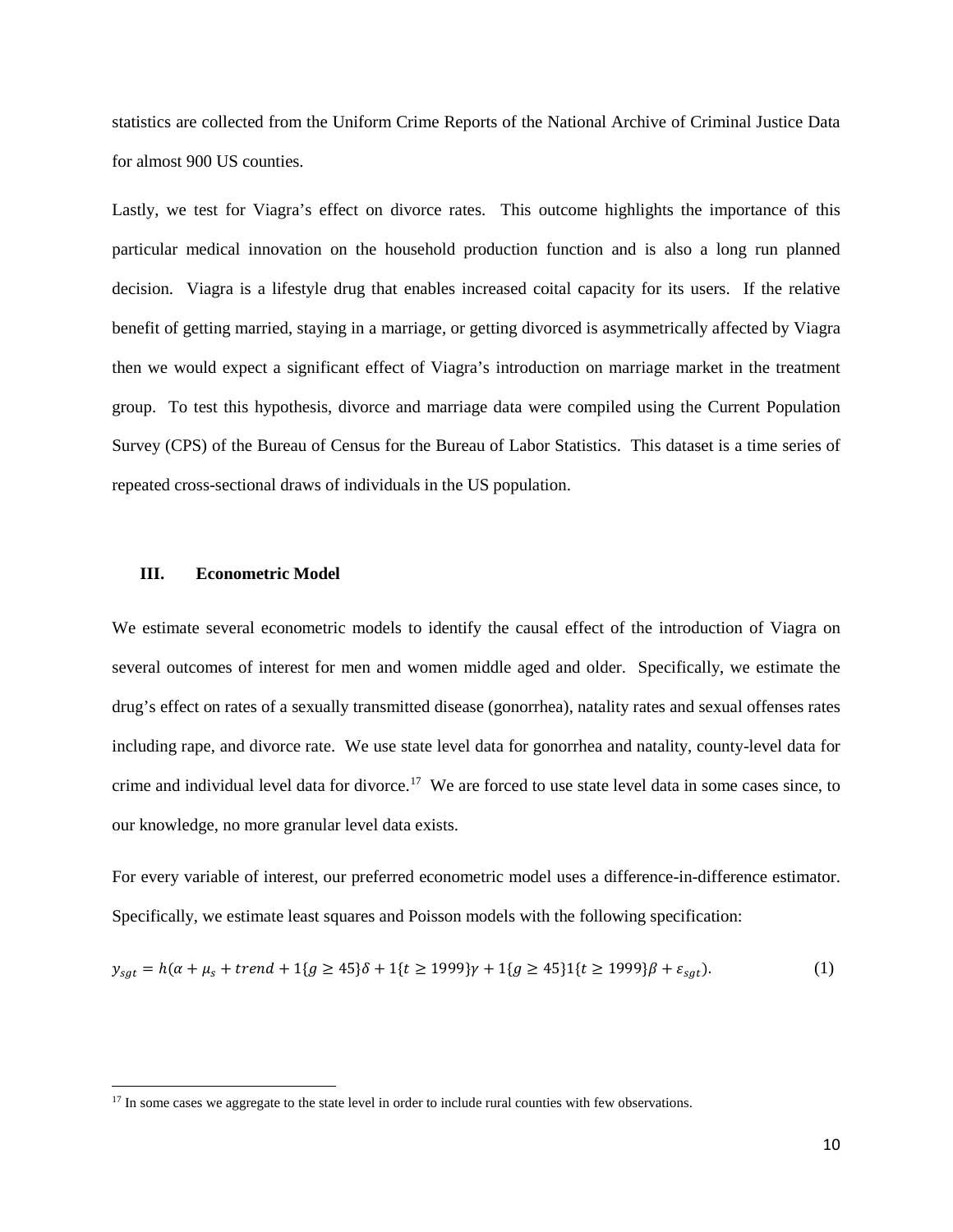statistics are collected from the Uniform Crime Reports of the National Archive of Criminal Justice Data for almost 900 US counties.

Lastly, we test for Viagra's effect on divorce rates. This outcome highlights the importance of this particular medical innovation on the household production function and is also a long run planned decision. Viagra is a lifestyle drug that enables increased coital capacity for its users. If the relative benefit of getting married, staying in a marriage, or getting divorced is asymmetrically affected by Viagra then we would expect a significant effect of Viagra's introduction on marriage market in the treatment group. To test this hypothesis, divorce and marriage data were compiled using the Current Population Survey (CPS) of the Bureau of Census for the Bureau of Labor Statistics. This dataset is a time series of repeated cross-sectional draws of individuals in the US population.

## III. Econometric Model

We estimate several econometric models to identify the causal effect of the introduction of Viagra on several outcomes of interest for men and women middle aged and older. Specifically, we estimate the drug's effect on rates of a sexually transmitted disease (gonorrhea), natality rates and sexual offenses rates including rape, and divorce rate. We use state level data for gonorrhea and natality, county-level data for crime and individual level data for divorce.[17] We are forced to use state level data in some cases since, to our knowledge, no more granular level data exists.

For every variable of interest, our preferred econometric model uses a difference-in-difference estimator. Specifically, we estimate least squares and Poisson models with the following specification:

$$y_{sgt} = h(\alpha + \mu_s + trend + 1\{g \geq 45\}\delta + 1\{t \geq 1999\}\gamma + 1\{g \geq 45\}1\{t \geq 1999\}\beta + \varepsilon_{sgt}). \quad (1)$$

[17] In some cases we aggregate to the state level in order to include rural counties with few observations.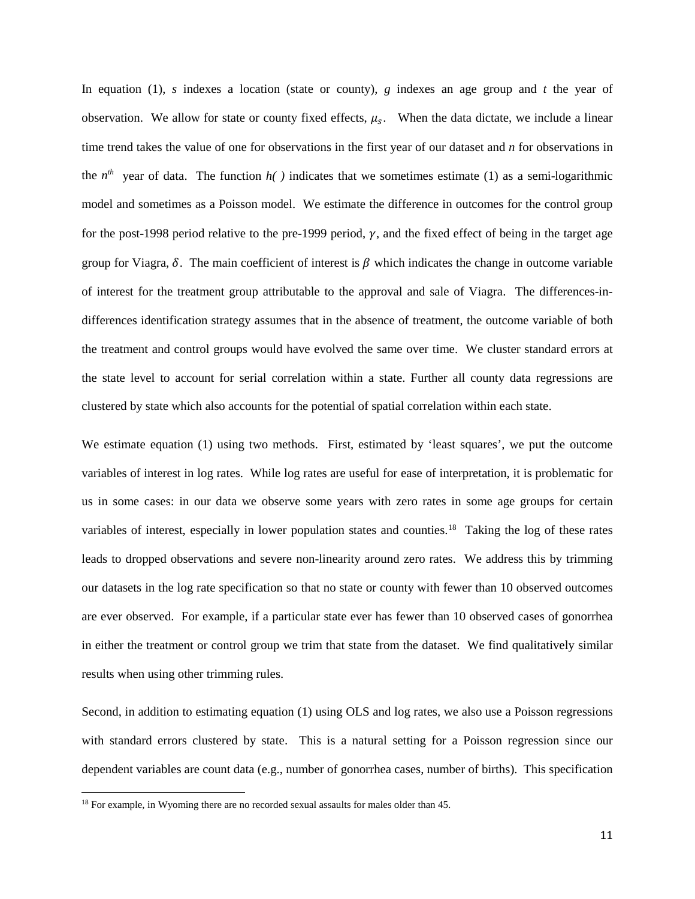In equation (1), $s$ indexes a location (state or county), $g$ indexes an age group and $t$ the year of observation. We allow for state or county fixed effects, $\mu_s$. When the data dictate, we include a linear time trend takes the value of one for observations in the first year of our dataset and $n$ for observations in the $n^{th}$ year of data. The function $h(\ )$ indicates that we sometimes estimate (1) as a semi-logarithmic model and sometimes as a Poisson model. We estimate the difference in outcomes for the control group for the post-1998 period relative to the pre-1999 period, $\gamma$, and the fixed effect of being in the target age group for Viagra, $\delta$. The main coefficient of interest is $\beta$ which indicates the change in outcome variable of interest for the treatment group attributable to the approval and sale of Viagra. The differences-in-differences identification strategy assumes that in the absence of treatment, the outcome variable of both the treatment and control groups would have evolved the same over time. We cluster standard errors at the state level to account for serial correlation within a state. Further all county data regressions are clustered by state which also accounts for the potential of spatial correlation within each state.

We estimate equation (1) using two methods. First, estimated by 'least squares', we put the outcome variables of interest in log rates. While log rates are useful for ease of interpretation, it is problematic for us in some cases: in our data we observe some years with zero rates in some age groups for certain variables of interest, especially in lower population states and counties.[18] Taking the log of these rates leads to dropped observations and severe non-linearity around zero rates. We address this by trimming our datasets in the log rate specification so that no state or county with fewer than 10 observed outcomes are ever observed. For example, if a particular state ever has fewer than 10 observed cases of gonorrhea in either the treatment or control group we trim that state from the dataset. We find qualitatively similar results when using other trimming rules.

Second, in addition to estimating equation (1) using OLS and log rates, we also use a Poisson regressions with standard errors clustered by state. This is a natural setting for a Poisson regression since our dependent variables are count data (e.g., number of gonorrhea cases, number of births). This specification

---

[18] For example, in Wyoming there are no recorded sexual assaults for males older than 45.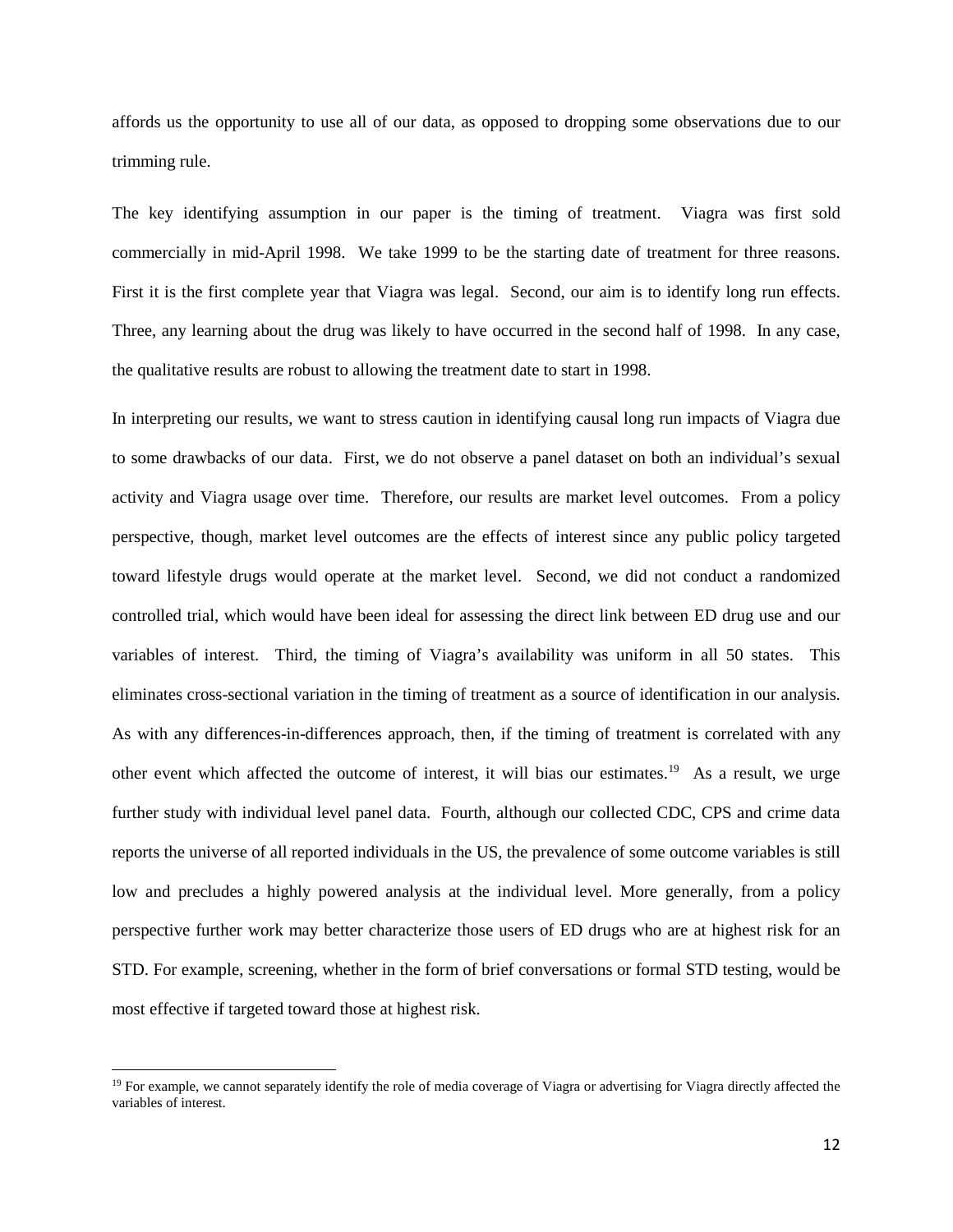affords us the opportunity to use all of our data, as opposed to dropping some observations due to our trimming rule.

The key identifying assumption in our paper is the timing of treatment. Viagra was first sold commercially in mid-April 1998. We take 1999 to be the starting date of treatment for three reasons. First it is the first complete year that Viagra was legal. Second, our aim is to identify long run effects. Three, any learning about the drug was likely to have occurred in the second half of 1998. In any case, the qualitative results are robust to allowing the treatment date to start in 1998.

In interpreting our results, we want to stress caution in identifying causal long run impacts of Viagra due to some drawbacks of our data. First, we do not observe a panel dataset on both an individual's sexual activity and Viagra usage over time. Therefore, our results are market level outcomes. From a policy perspective, though, market level outcomes are the effects of interest since any public policy targeted toward lifestyle drugs would operate at the market level. Second, we did not conduct a randomized controlled trial, which would have been ideal for assessing the direct link between ED drug use and our variables of interest. Third, the timing of Viagra's availability was uniform in all 50 states. This eliminates cross-sectional variation in the timing of treatment as a source of identification in our analysis. As with any differences-in-differences approach, then, if the timing of treatment is correlated with any other event which affected the outcome of interest, it will bias our estimates.[19] As a result, we urge further study with individual level panel data. Fourth, although our collected CDC, CPS and crime data reports the universe of all reported individuals in the US, the prevalence of some outcome variables is still low and precludes a highly powered analysis at the individual level. More generally, from a policy perspective further work may better characterize those users of ED drugs who are at highest risk for an STD. For example, screening, whether in the form of brief conversations or formal STD testing, would be most effective if targeted toward those at highest risk.

[19] For example, we cannot separately identify the role of media coverage of Viagra or advertising for Viagra directly affected the variables of interest.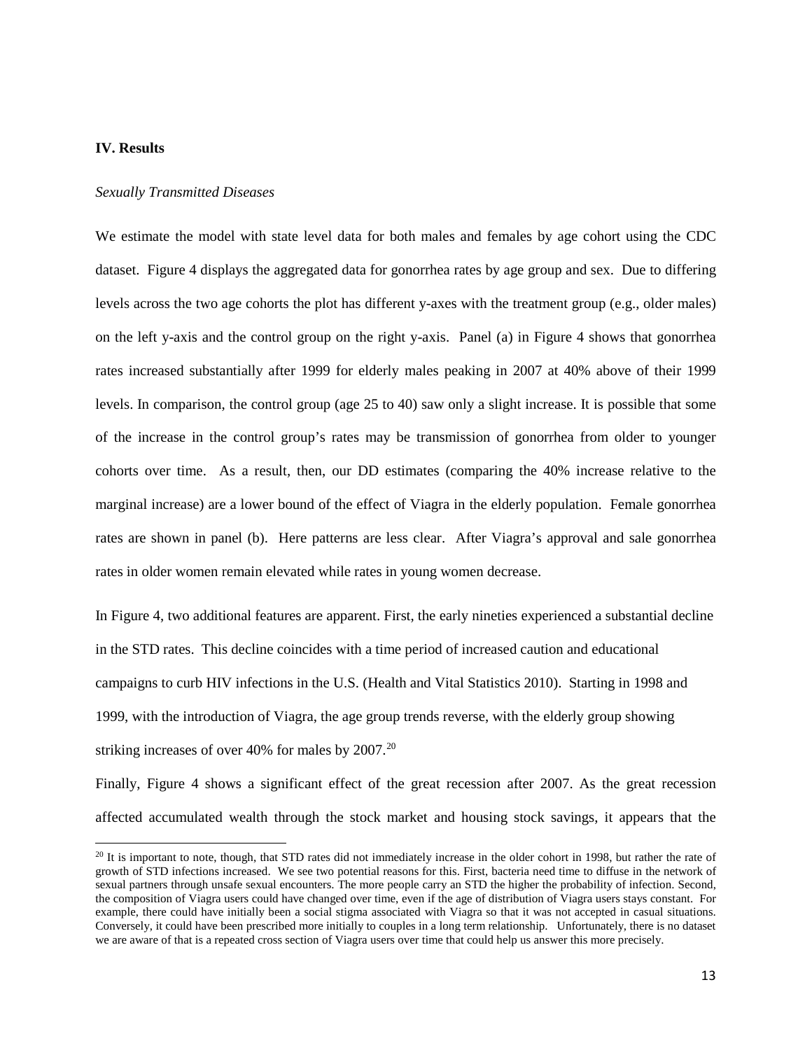## IV. Results

*Sexually Transmitted Diseases*

We estimate the model with state level data for both males and females by age cohort using the CDC dataset. Figure 4 displays the aggregated data for gonorrhea rates by age group and sex. Due to differing levels across the two age cohorts the plot has different y-axes with the treatment group (e.g., older males) on the left y-axis and the control group on the right y-axis. Panel (a) in Figure 4 shows that gonorrhea rates increased substantially after 1999 for elderly males peaking in 2007 at 40% above of their 1999 levels. In comparison, the control group (age 25 to 40) saw only a slight increase. It is possible that some of the increase in the control group's rates may be transmission of gonorrhea from older to younger cohorts over time. As a result, then, our DD estimates (comparing the 40% increase relative to the marginal increase) are a lower bound of the effect of Viagra in the elderly population. Female gonorrhea rates are shown in panel (b). Here patterns are less clear. After Viagra's approval and sale gonorrhea rates in older women remain elevated while rates in young women decrease.

In Figure 4, two additional features are apparent. First, the early nineties experienced a substantial decline in the STD rates. This decline coincides with a time period of increased caution and educational campaigns to curb HIV infections in the U.S. (Health and Vital Statistics 2010). Starting in 1998 and 1999, with the introduction of Viagra, the age group trends reverse, with the elderly group showing striking increases of over 40% for males by 2007.[20]

Finally, Figure 4 shows a significant effect of the great recession after 2007. As the great recession affected accumulated wealth through the stock market and housing stock savings, it appears that the

[20] It is important to note, though, that STD rates did not immediately increase in the older cohort in 1998, but rather the rate of growth of STD infections increased. We see two potential reasons for this. First, bacteria need time to diffuse in the network of sexual partners through unsafe sexual encounters. The more people carry an STD the higher the probability of infection. Second, the composition of Viagra users could have changed over time, even if the age of distribution of Viagra users stays constant. For example, there could have initially been a social stigma associated with Viagra so that it was not accepted in casual situations. Conversely, it could have been prescribed more initially to couples in a long term relationship. Unfortunately, there is no dataset we are aware of that is a repeated cross section of Viagra users over time that could help us answer this more precisely.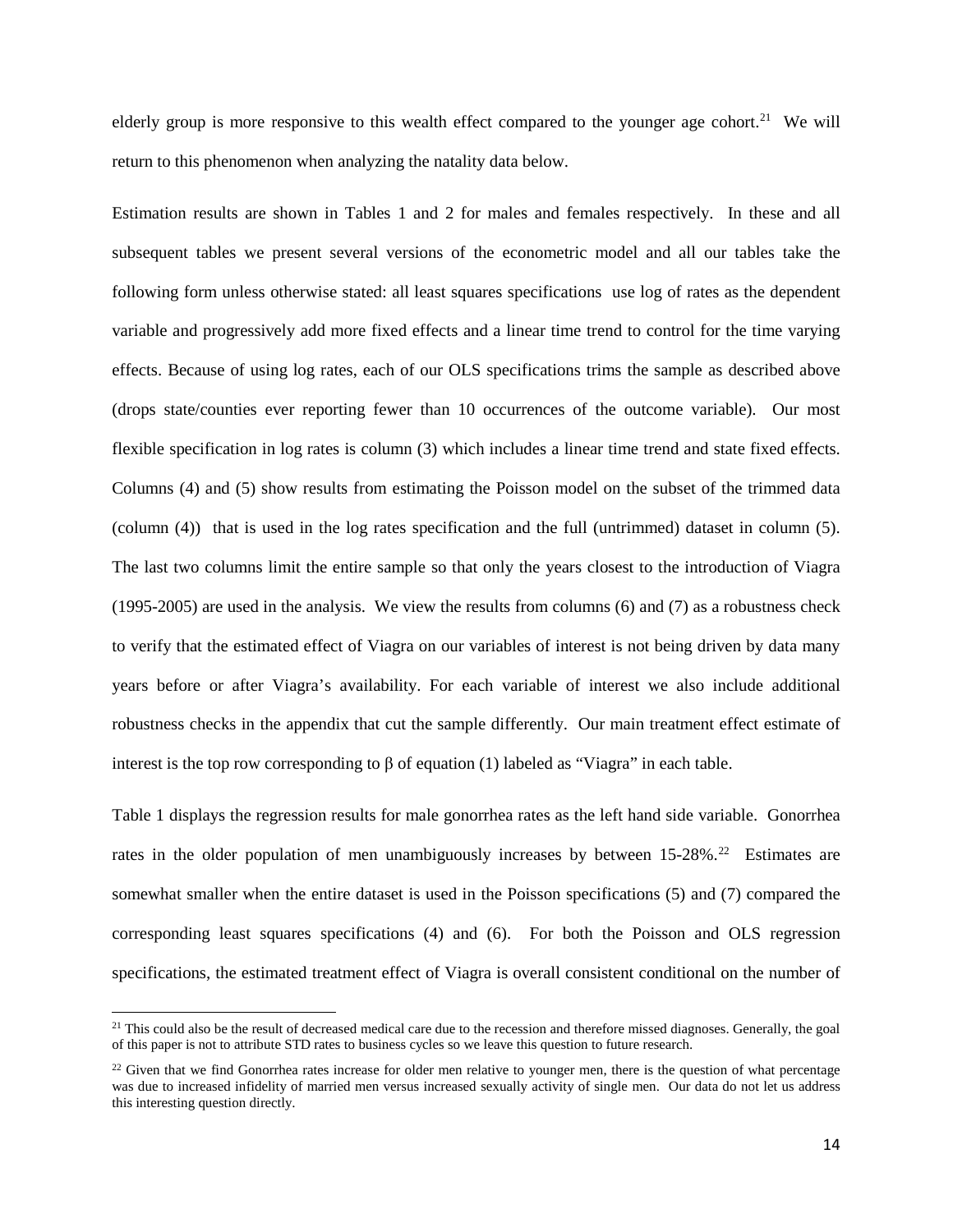elderly group is more responsive to this wealth effect compared to the younger age cohort.[21] We will return to this phenomenon when analyzing the natality data below.

Estimation results are shown in Tables 1 and 2 for males and females respectively. In these and all subsequent tables we present several versions of the econometric model and all our tables take the following form unless otherwise stated: all least squares specifications use log of rates as the dependent variable and progressively add more fixed effects and a linear time trend to control for the time varying effects. Because of using log rates, each of our OLS specifications trims the sample as described above (drops state/counties ever reporting fewer than 10 occurrences of the outcome variable). Our most flexible specification in log rates is column (3) which includes a linear time trend and state fixed effects. Columns (4) and (5) show results from estimating the Poisson model on the subset of the trimmed data (column (4)) that is used in the log rates specification and the full (untrimmed) dataset in column (5). The last two columns limit the entire sample so that only the years closest to the introduction of Viagra (1995-2005) are used in the analysis. We view the results from columns (6) and (7) as a robustness check to verify that the estimated effect of Viagra on our variables of interest is not being driven by data many years before or after Viagra's availability. For each variable of interest we also include additional robustness checks in the appendix that cut the sample differently. Our main treatment effect estimate of interest is the top row corresponding to $\beta$ of equation (1) labeled as "Viagra" in each table.

Table 1 displays the regression results for male gonorrhea rates as the left hand side variable. Gonorrhea rates in the older population of men unambiguously increases by between 15-28%.[22] Estimates are somewhat smaller when the entire dataset is used in the Poisson specifications (5) and (7) compared the corresponding least squares specifications (4) and (6). For both the Poisson and OLS regression specifications, the estimated treatment effect of Viagra is overall consistent conditional on the number of

[21] This could also be the result of decreased medical care due to the recession and therefore missed diagnoses. Generally, the goal of this paper is not to attribute STD rates to business cycles so we leave this question to future research.

[22] Given that we find Gonorrhea rates increase for older men relative to younger men, there is the question of what percentage was due to increased infidelity of married men versus increased sexually activity of single men. Our data do not let us address this interesting question directly.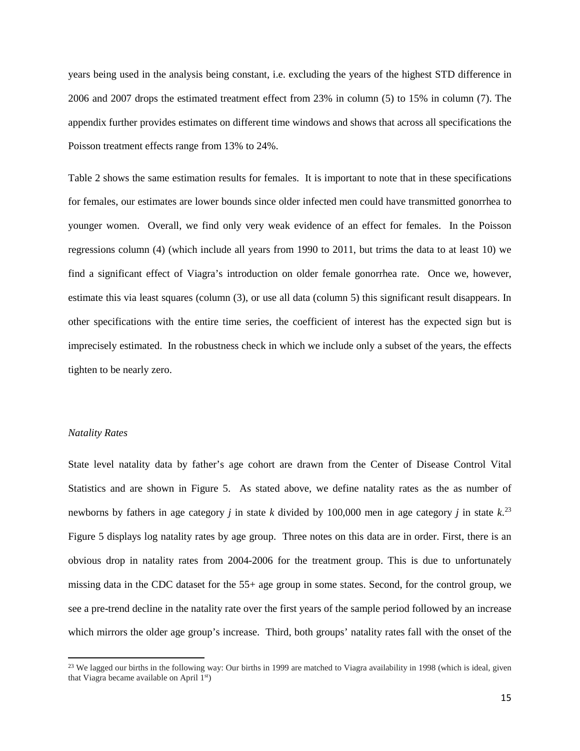years being used in the analysis being constant, i.e. excluding the years of the highest STD difference in 2006 and 2007 drops the estimated treatment effect from 23% in column (5) to 15% in column (7). The appendix further provides estimates on different time windows and shows that across all specifications the Poisson treatment effects range from 13% to 24%.

Table 2 shows the same estimation results for females. It is important to note that in these specifications for females, our estimates are lower bounds since older infected men could have transmitted gonorrhea to younger women. Overall, we find only very weak evidence of an effect for females. In the Poisson regressions column (4) (which include all years from 1990 to 2011, but trims the data to at least 10) we find a significant effect of Viagra's introduction on older female gonorrhea rate. Once we, however, estimate this via least squares (column (3), or use all data (column 5) this significant result disappears. In other specifications with the entire time series, the coefficient of interest has the expected sign but is imprecisely estimated. In the robustness check in which we include only a subset of the years, the effects tighten to be nearly zero.

*Natality Rates*

State level natality data by father's age cohort are drawn from the Center of Disease Control Vital Statistics and are shown in Figure 5. As stated above, we define natality rates as the as number of newborns by fathers in age category *j* in state *k* divided by 100,000 men in age category *j* in state *k*.[23] Figure 5 displays log natality rates by age group. Three notes on this data are in order. First, there is an obvious drop in natality rates from 2004-2006 for the treatment group. This is due to unfortunately missing data in the CDC dataset for the 55+ age group in some states. Second, for the control group, we see a pre-trend decline in the natality rate over the first years of the sample period followed by an increase which mirrors the older age group's increase. Third, both groups' natality rates fall with the onset of the

[23] We lagged our births in the following way: Our births in 1999 are matched to Viagra availability in 1998 (which is ideal, given that Viagra became available on April 1st)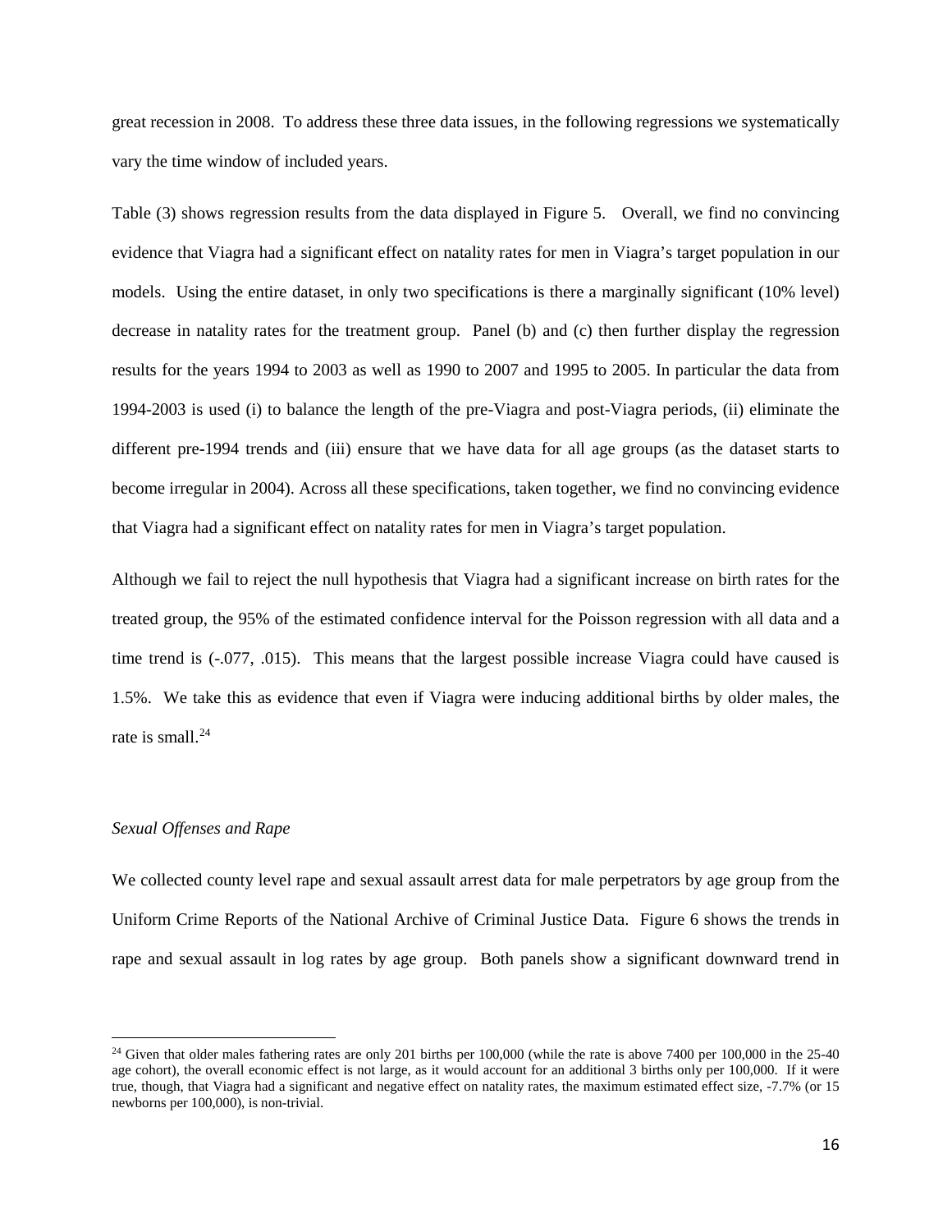great recession in 2008. To address these three data issues, in the following regressions we systematically vary the time window of included years.

Table (3) shows regression results from the data displayed in Figure 5. Overall, we find no convincing evidence that Viagra had a significant effect on natality rates for men in Viagra's target population in our models. Using the entire dataset, in only two specifications is there a marginally significant (10% level) decrease in natality rates for the treatment group. Panel (b) and (c) then further display the regression results for the years 1994 to 2003 as well as 1990 to 2007 and 1995 to 2005. In particular the data from 1994-2003 is used (i) to balance the length of the pre-Viagra and post-Viagra periods, (ii) eliminate the different pre-1994 trends and (iii) ensure that we have data for all age groups (as the dataset starts to become irregular in 2004). Across all these specifications, taken together, we find no convincing evidence that Viagra had a significant effect on natality rates for men in Viagra's target population.

Although we fail to reject the null hypothesis that Viagra had a significant increase on birth rates for the treated group, the 95% of the estimated confidence interval for the Poisson regression with all data and a time trend is (-.077, .015). This means that the largest possible increase Viagra could have caused is 1.5%. We take this as evidence that even if Viagra were inducing additional births by older males, the rate is small.[24]

### *Sexual Offenses and Rape*

We collected county level rape and sexual assault arrest data for male perpetrators by age group from the Uniform Crime Reports of the National Archive of Criminal Justice Data. Figure 6 shows the trends in rape and sexual assault in log rates by age group. Both panels show a significant downward trend in

---

[24] Given that older males fathering rates are only 201 births per 100,000 (while the rate is above 7400 per 100,000 in the 25-40 age cohort), the overall economic effect is not large, as it would account for an additional 3 births only per 100,000. If it were true, though, that Viagra had a significant and negative effect on natality rates, the maximum estimated effect size, -7.7% (or 15 newborns per 100,000), is non-trivial.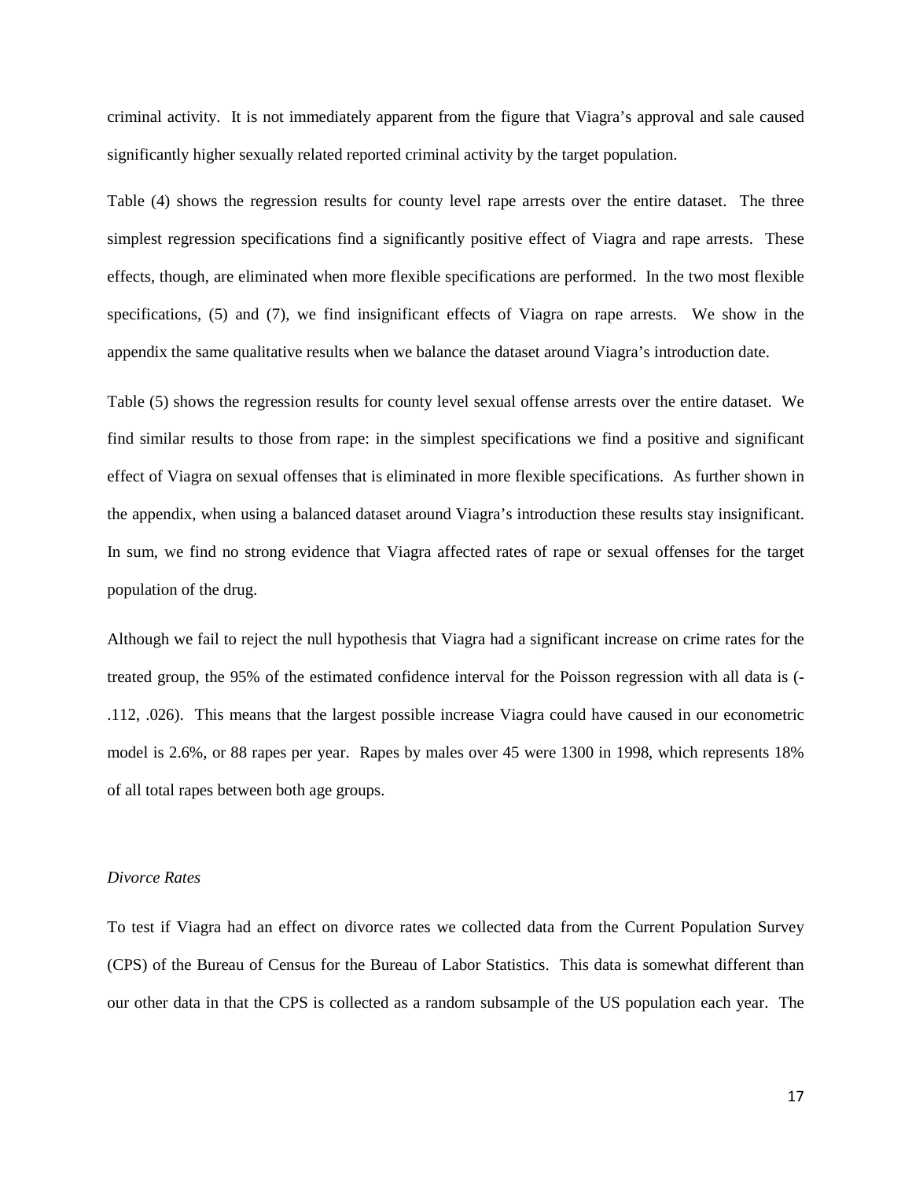criminal activity. It is not immediately apparent from the figure that Viagra's approval and sale caused significantly higher sexually related reported criminal activity by the target population.

Table (4) shows the regression results for county level rape arrests over the entire dataset. The three simplest regression specifications find a significantly positive effect of Viagra and rape arrests. These effects, though, are eliminated when more flexible specifications are performed. In the two most flexible specifications, (5) and (7), we find insignificant effects of Viagra on rape arrests. We show in the appendix the same qualitative results when we balance the dataset around Viagra's introduction date.

Table (5) shows the regression results for county level sexual offense arrests over the entire dataset. We find similar results to those from rape: in the simplest specifications we find a positive and significant effect of Viagra on sexual offenses that is eliminated in more flexible specifications. As further shown in the appendix, when using a balanced dataset around Viagra's introduction these results stay insignificant. In sum, we find no strong evidence that Viagra affected rates of rape or sexual offenses for the target population of the drug.

Although we fail to reject the null hypothesis that Viagra had a significant increase on crime rates for the treated group, the 95% of the estimated confidence interval for the Poisson regression with all data is (-.112, .026). This means that the largest possible increase Viagra could have caused in our econometric model is 2.6%, or 88 rapes per year. Rapes by males over 45 were 1300 in 1998, which represents 18% of all total rapes between both age groups.

*Divorce Rates*

To test if Viagra had an effect on divorce rates we collected data from the Current Population Survey (CPS) of the Bureau of Census for the Bureau of Labor Statistics. This data is somewhat different than our other data in that the CPS is collected as a random subsample of the US population each year. The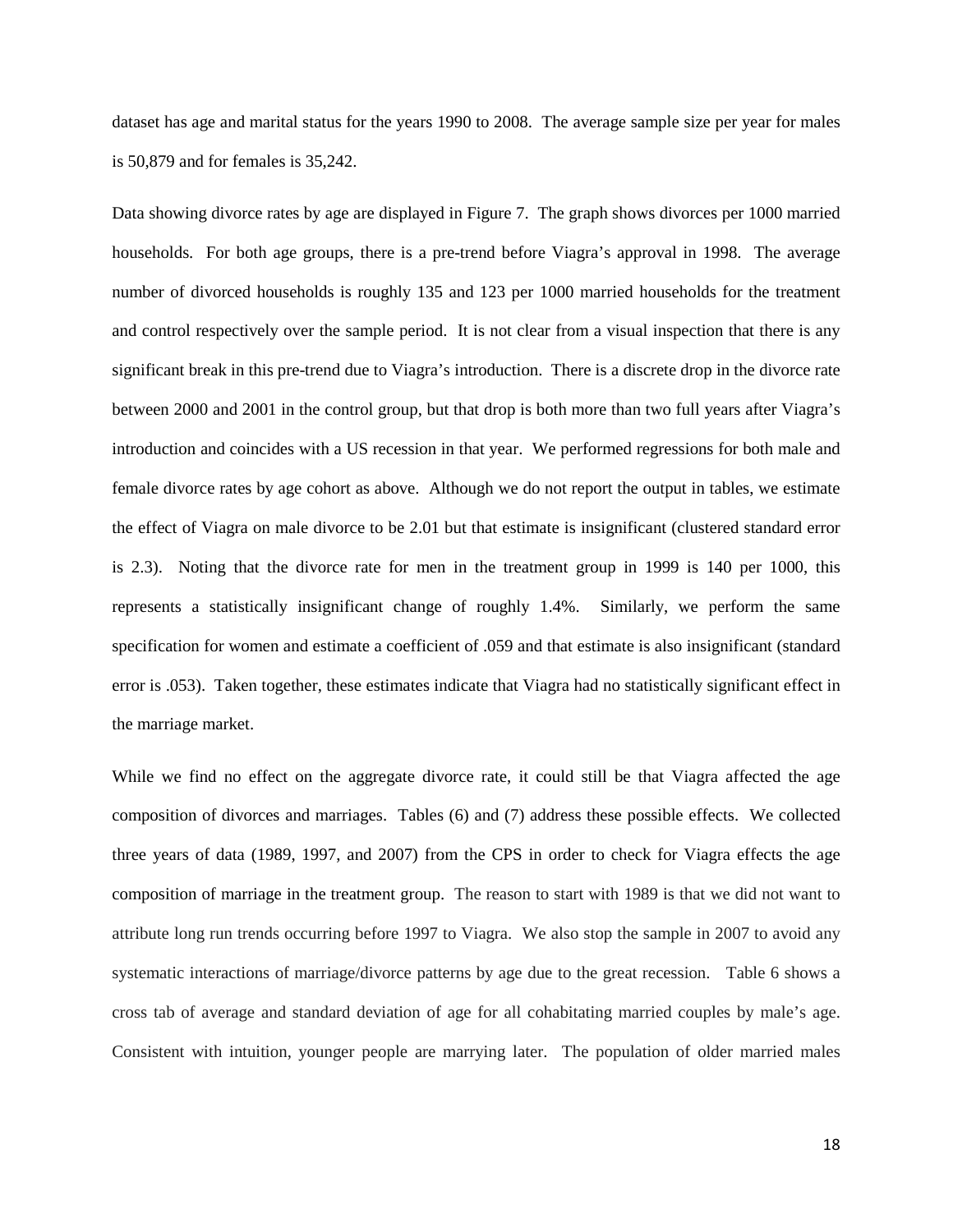dataset has age and marital status for the years 1990 to 2008. The average sample size per year for males is 50,879 and for females is 35,242.

Data showing divorce rates by age are displayed in Figure 7. The graph shows divorces per 1000 married households. For both age groups, there is a pre-trend before Viagra's approval in 1998. The average number of divorced households is roughly 135 and 123 per 1000 married households for the treatment and control respectively over the sample period. It is not clear from a visual inspection that there is any significant break in this pre-trend due to Viagra's introduction. There is a discrete drop in the divorce rate between 2000 and 2001 in the control group, but that drop is both more than two full years after Viagra's introduction and coincides with a US recession in that year. We performed regressions for both male and female divorce rates by age cohort as above. Although we do not report the output in tables, we estimate the effect of Viagra on male divorce to be 2.01 but that estimate is insignificant (clustered standard error is 2.3). Noting that the divorce rate for men in the treatment group in 1999 is 140 per 1000, this represents a statistically insignificant change of roughly 1.4%. Similarly, we perform the same specification for women and estimate a coefficient of .059 and that estimate is also insignificant (standard error is .053). Taken together, these estimates indicate that Viagra had no statistically significant effect in the marriage market.

While we find no effect on the aggregate divorce rate, it could still be that Viagra affected the age composition of divorces and marriages. Tables (6) and (7) address these possible effects. We collected three years of data (1989, 1997, and 2007) from the CPS in order to check for Viagra effects the age composition of marriage in the treatment group. The reason to start with 1989 is that we did not want to attribute long run trends occurring before 1997 to Viagra. We also stop the sample in 2007 to avoid any systematic interactions of marriage/divorce patterns by age due to the great recession. Table 6 shows a cross tab of average and standard deviation of age for all cohabitating married couples by male's age. Consistent with intuition, younger people are marrying later. The population of older married males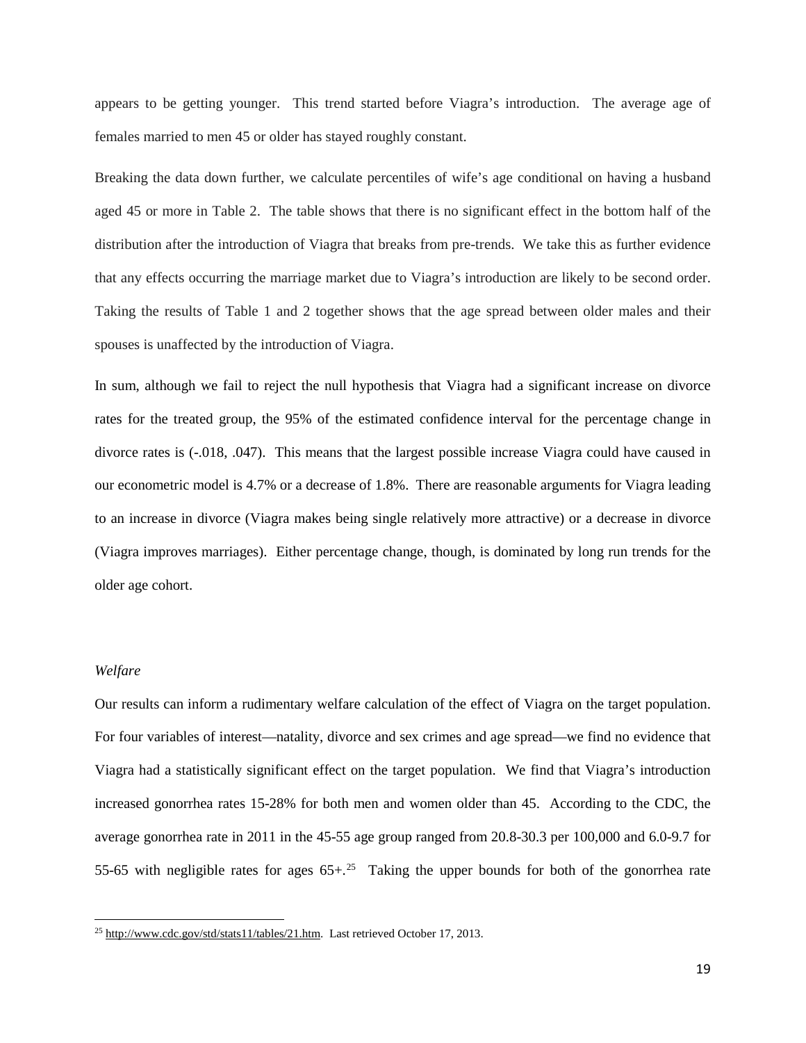appears to be getting younger. This trend started before Viagra's introduction. The average age of females married to men 45 or older has stayed roughly constant.

Breaking the data down further, we calculate percentiles of wife's age conditional on having a husband aged 45 or more in Table 2. The table shows that there is no significant effect in the bottom half of the distribution after the introduction of Viagra that breaks from pre-trends. We take this as further evidence that any effects occurring the marriage market due to Viagra's introduction are likely to be second order. Taking the results of Table 1 and 2 together shows that the age spread between older males and their spouses is unaffected by the introduction of Viagra.

In sum, although we fail to reject the null hypothesis that Viagra had a significant increase on divorce rates for the treated group, the 95% of the estimated confidence interval for the percentage change in divorce rates is (-.018, .047). This means that the largest possible increase Viagra could have caused in our econometric model is 4.7% or a decrease of 1.8%. There are reasonable arguments for Viagra leading to an increase in divorce (Viagra makes being single relatively more attractive) or a decrease in divorce (Viagra improves marriages). Either percentage change, though, is dominated by long run trends for the older age cohort.

*Welfare*

Our results can inform a rudimentary welfare calculation of the effect of Viagra on the target population. For four variables of interest—natality, divorce and sex crimes and age spread—we find no evidence that Viagra had a statistically significant effect on the target population. We find that Viagra's introduction increased gonorrhea rates 15-28% for both men and women older than 45. According to the CDC, the average gonorrhea rate in 2011 in the 45-55 age group ranged from 20.8-30.3 per 100,000 and 6.0-9.7 for 55-65 with negligible rates for ages 65+.[25] Taking the upper bounds for both of the gonorrhea rate

[25] http://www.cdc.gov/std/stats11/tables/21.htm. Last retrieved October 17, 2013.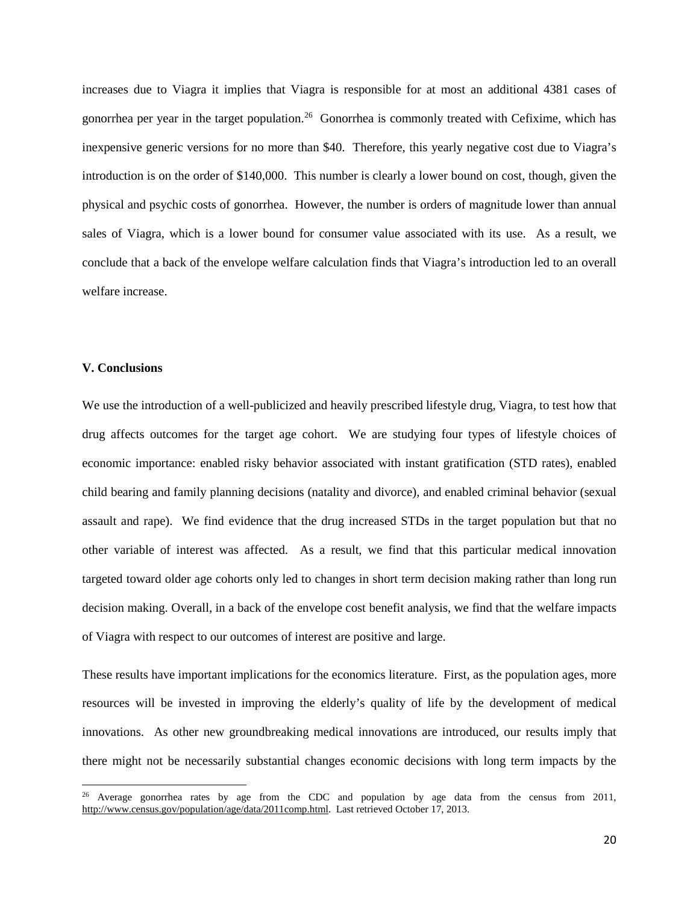increases due to Viagra it implies that Viagra is responsible for at most an additional 4381 cases of gonorrhea per year in the target population.[26] Gonorrhea is commonly treated with Cefixime, which has inexpensive generic versions for no more than $40. Therefore, this yearly negative cost due to Viagra's introduction is on the order of $140,000. This number is clearly a lower bound on cost, though, given the physical and psychic costs of gonorrhea. However, the number is orders of magnitude lower than annual sales of Viagra, which is a lower bound for consumer value associated with its use. As a result, we conclude that a back of the envelope welfare calculation finds that Viagra's introduction led to an overall welfare increase.

### V. Conclusions

We use the introduction of a well-publicized and heavily prescribed lifestyle drug, Viagra, to test how that drug affects outcomes for the target age cohort. We are studying four types of lifestyle choices of economic importance: enabled risky behavior associated with instant gratification (STD rates), enabled child bearing and family planning decisions (natality and divorce), and enabled criminal behavior (sexual assault and rape). We find evidence that the drug increased STDs in the target population but that no other variable of interest was affected. As a result, we find that this particular medical innovation targeted toward older age cohorts only led to changes in short term decision making rather than long run decision making. Overall, in a back of the envelope cost benefit analysis, we find that the welfare impacts of Viagra with respect to our outcomes of interest are positive and large.

These results have important implications for the economics literature. First, as the population ages, more resources will be invested in improving the elderly's quality of life by the development of medical innovations. As other new groundbreaking medical innovations are introduced, our results imply that there might not be necessarily substantial changes economic decisions with long term impacts by the

[26] Average gonorrhea rates by age from the CDC and population by age data from the census from 2011, http://www.census.gov/population/age/data/2011comp.html. Last retrieved October 17, 2013.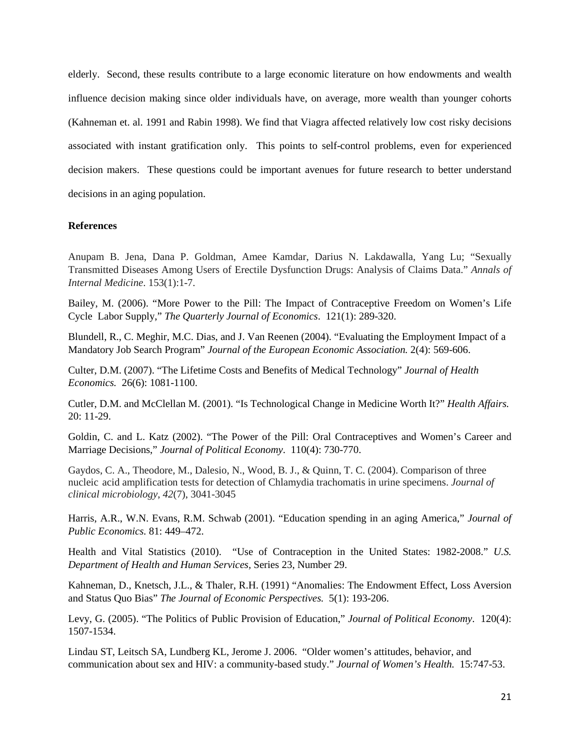elderly. Second, these results contribute to a large economic literature on how endowments and wealth influence decision making since older individuals have, on average, more wealth than younger cohorts (Kahneman et. al. 1991 and Rabin 1998). We find that Viagra affected relatively low cost risky decisions associated with instant gratification only. This points to self-control problems, even for experienced decision makers. These questions could be important avenues for future research to better understand decisions in an aging population.

**References**

Anupam B. Jena, Dana P. Goldman, Amee Kamdar, Darius N. Lakdawalla, Yang Lu; "Sexually Transmitted Diseases Among Users of Erectile Dysfunction Drugs: Analysis of Claims Data." *Annals of Internal Medicine*. 153(1):1-7.

Bailey, M. (2006). "More Power to the Pill: The Impact of Contraceptive Freedom on Women's Life Cycle Labor Supply," *The Quarterly Journal of Economics*. 121(1): 289-320.

Blundell, R., C. Meghir, M.C. Dias, and J. Van Reenen (2004). "Evaluating the Employment Impact of a Mandatory Job Search Program" *Journal of the European Economic Association.* 2(4): 569-606.

Culter, D.M. (2007). "The Lifetime Costs and Benefits of Medical Technology" *Journal of Health Economics.* 26(6): 1081-1100.

Cutler, D.M. and McClellan M. (2001). "Is Technological Change in Medicine Worth It?" *Health Affairs.* 20: 11-29.

Goldin, C. and L. Katz (2002). "The Power of the Pill: Oral Contraceptives and Women's Career and Marriage Decisions," *Journal of Political Economy*. 110(4): 730-770.

Gaydos, C. A., Theodore, M., Dalesio, N., Wood, B. J., & Quinn, T. C. (2004). Comparison of three nucleic acid amplification tests for detection of Chlamydia trachomatis in urine specimens. *Journal of clinical microbiology*, *42*(7), 3041-3045

Harris, A.R., W.N. Evans, R.M. Schwab (2001). "Education spending in an aging America," *Journal of Public Economics*. 81: 449–472.

Health and Vital Statistics (2010). "Use of Contraception in the United States: 1982-2008." *U.S. Department of Health and Human Services,* Series 23, Number 29.

Kahneman, D., Knetsch, J.L., & Thaler, R.H. (1991) "Anomalies: The Endowment Effect, Loss Aversion and Status Quo Bias" *The Journal of Economic Perspectives.* 5(1): 193-206.

Levy, G. (2005). "The Politics of Public Provision of Education," *Journal of Political Economy*. 120(4): 1507-1534.

Lindau ST, Leitsch SA, Lundberg KL, Jerome J. 2006. "Older women's attitudes, behavior, and communication about sex and HIV: a community-based study." *Journal of Women's Health.* 15:747-53.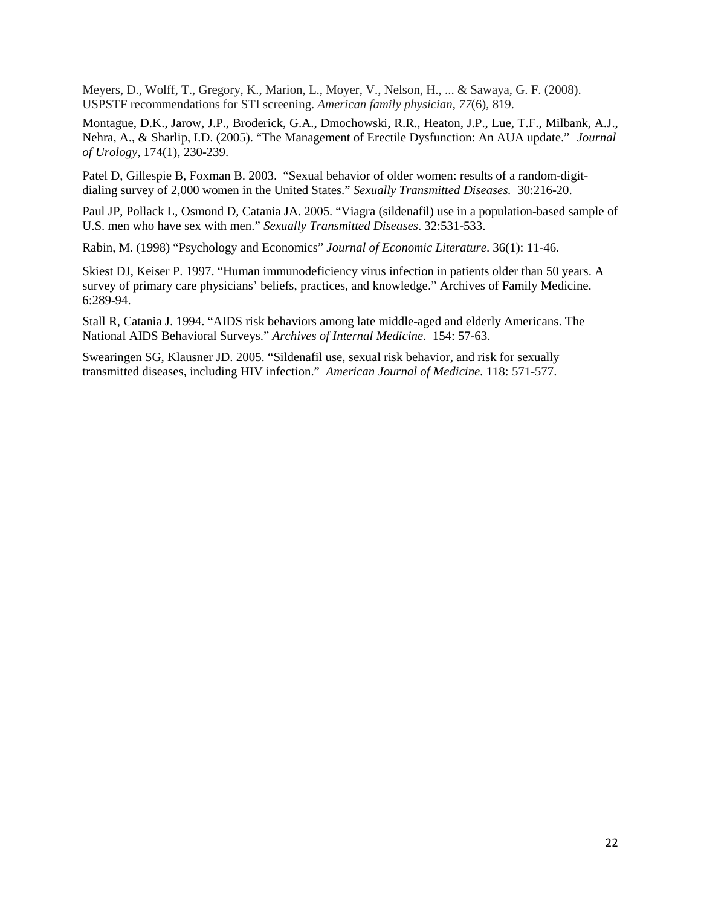Meyers, D., Wolff, T., Gregory, K., Marion, L., Moyer, V., Nelson, H., ... & Sawaya, G. F. (2008). USPSTF recommendations for STI screening. *American family physician*, *77*(6), 819.

Montague, D.K., Jarow, J.P., Broderick, G.A., Dmochowski, R.R., Heaton, J.P., Lue, T.F., Milbank, A.J., Nehra, A., & Sharlip, I.D. (2005). "The Management of Erectile Dysfunction: An AUA update." *Journal of Urology*, 174(1), 230-239.

Patel D, Gillespie B, Foxman B. 2003. "Sexual behavior of older women: results of a random-digit-dialing survey of 2,000 women in the United States." *Sexually Transmitted Diseases.* 30:216-20.

Paul JP, Pollack L, Osmond D, Catania JA. 2005. "Viagra (sildenafil) use in a population-based sample of U.S. men who have sex with men." *Sexually Transmitted Diseases*. 32:531-533.

Rabin, M. (1998) "Psychology and Economics" *Journal of Economic Literature*. 36(1): 11-46.

Skiest DJ, Keiser P. 1997. "Human immunodeficiency virus infection in patients older than 50 years. A survey of primary care physicians' beliefs, practices, and knowledge." Archives of Family Medicine. 6:289-94.

Stall R, Catania J. 1994. "AIDS risk behaviors among late middle-aged and elderly Americans. The National AIDS Behavioral Surveys." *Archives of Internal Medicine.* 154: 57-63.

Swearingen SG, Klausner JD. 2005. "Sildenafil use, sexual risk behavior, and risk for sexually transmitted diseases, including HIV infection." *American Journal of Medicine.* 118: 571-577.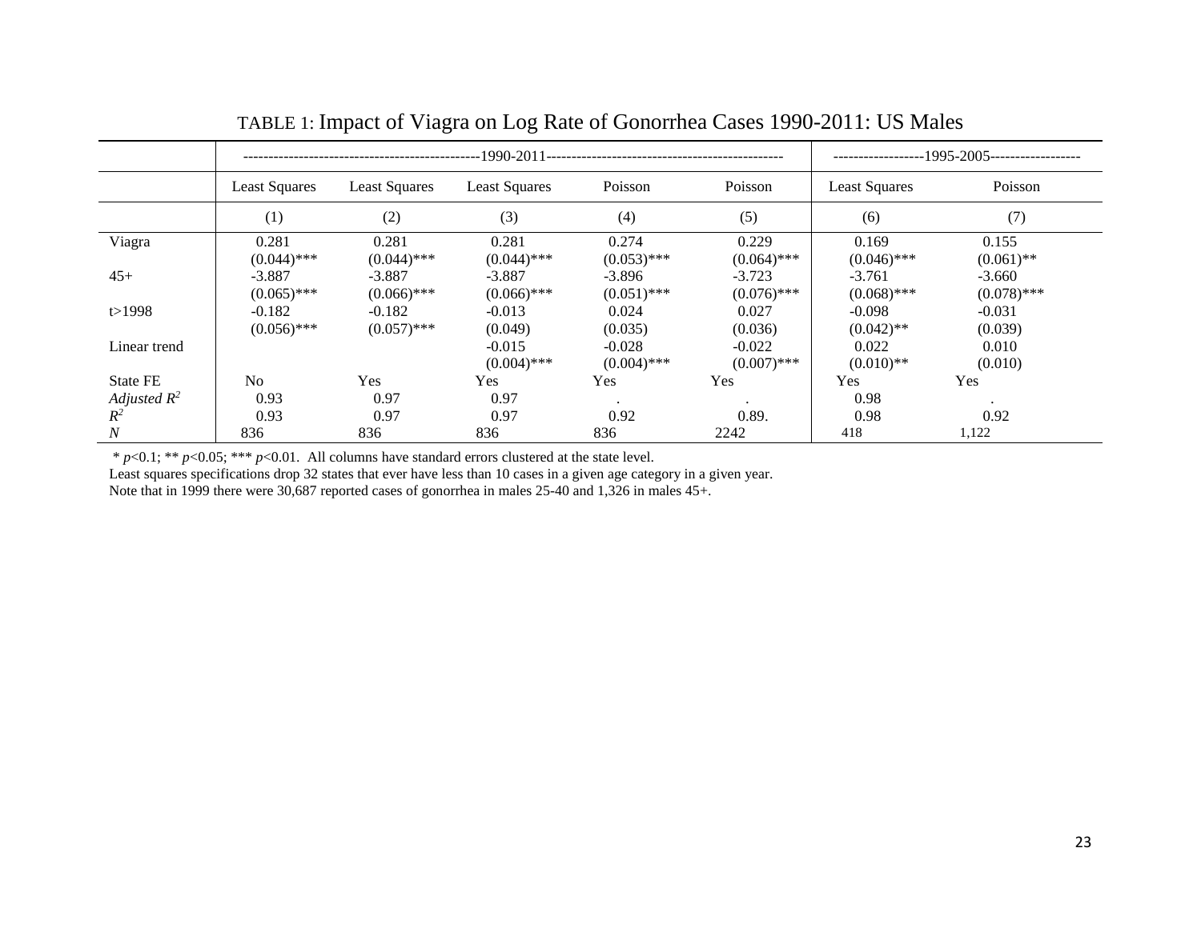TABLE 1: Impact of Viagra on Log Rate of Gonorrhea Cases 1990-2011: US Males

| | 1990-2011 | | | | | 1995-2005 | |
|---|---|---|---|---|---|---|---|
| | Least Squares | Least Squares | Least Squares | Poisson | Poisson | Least Squares | Poisson |
| | (1) | (2) | (3) | (4) | (5) | (6) | (7) |
| Viagra | 0.281 | 0.281 | 0.281 | 0.274 | 0.229 | 0.169 | 0.155 |
| | (0.044)*** | (0.044)*** | (0.044)*** | (0.053)*** | (0.064)*** | (0.046)*** | (0.061)** |
| 45+ | -3.887 | -3.887 | -3.887 | -3.896 | -3.723 | -3.761 | -3.660 |
| | (0.065)*** | (0.066)*** | (0.066)*** | (0.051)*** | (0.076)*** | (0.068)*** | (0.078)*** |
| t>1998 | -0.182 | -0.182 | -0.013 | 0.024 | 0.027 | -0.098 | -0.031 |
| | (0.056)*** | (0.057)*** | (0.049) | (0.035) | (0.036) | (0.042)** | (0.039) |
| Linear trend | | | -0.015 | -0.028 | -0.022 | 0.022 | 0.010 |
| | | | (0.004)*** | (0.004)*** | (0.007)*** | (0.010)** | (0.010) |
| State FE | No | Yes | Yes | Yes | Yes | Yes | Yes |
| *Adjusted* $R^2$ | 0.93 | 0.97 | 0.97 | . | . | 0.98 | . |
| $R^2$ | 0.93 | 0.97 | 0.97 | 0.92 | 0.89. | 0.98 | 0.92 |
| *N* | 836 | 836 | 836 | 836 | 2242 | 418 | 1,122 |

* $p<0.1$; ** $p<0.05$; *** $p<0.01$. All columns have standard errors clustered at the state level.

Least squares specifications drop 32 states that ever have less than 10 cases in a given age category in a given year.

Note that in 1999 there were 30,687 reported cases of gonorrhea in males 25-40 and 1,326 in males 45+.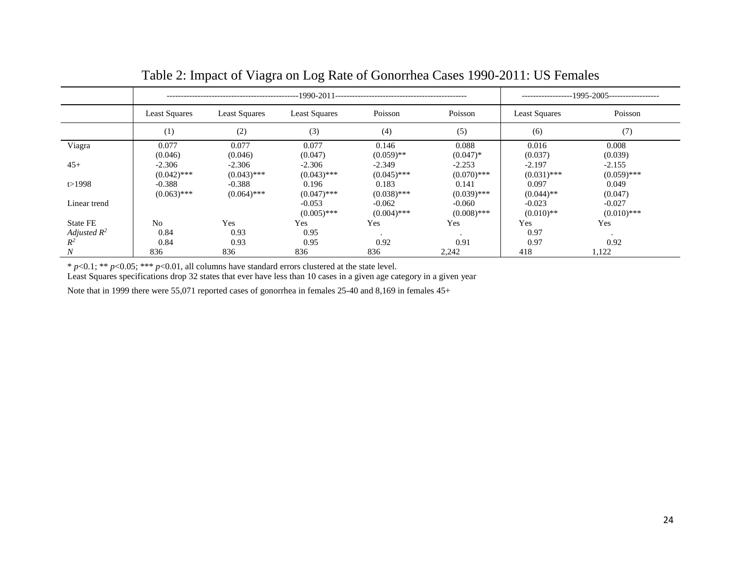# Table 2: Impact of Viagra on Log Rate of Gonorrhea Cases 1990-2011: US Females

| | 1990-2011 | | | | | 1995-2005 | |
|---|---|---|---|---|---|---|---|
| | Least Squares | Least Squares | Least Squares | Poisson | Poisson | Least Squares | Poisson |
| | (1) | (2) | (3) | (4) | (5) | (6) | (7) |
| Viagra | 0.077 | 0.077 | 0.077 | 0.146 | 0.088 | 0.016 | 0.008 |
| | (0.046) | (0.046) | (0.047) | (0.059)** | (0.047)* | (0.037) | (0.039) |
| 45+ | -2.306 | -2.306 | -2.306 | -2.349 | -2.253 | -2.197 | -2.155 |
| | (0.042)*** | (0.043)*** | (0.043)*** | (0.045)*** | (0.070)*** | (0.031)*** | (0.059)*** |
| t>1998 | -0.388 | -0.388 | 0.196 | 0.183 | 0.141 | 0.097 | 0.049 |
| | (0.063)*** | (0.064)*** | (0.047)*** | (0.038)*** | (0.039)*** | (0.044)** | (0.047) |
| Linear trend | | | -0.053 | -0.062 | -0.060 | -0.023 | -0.027 |
| | | | (0.005)*** | (0.004)*** | (0.008)*** | (0.010)** | (0.010)*** |
| State FE | No | Yes | Yes | Yes | Yes | Yes | Yes |
| *Adjusted* $R^2$ | 0.84 | 0.93 | 0.95 | . | . | 0.97 | . |
| $R^2$ | 0.84 | 0.93 | 0.95 | 0.92 | 0.91 | 0.97 | 0.92 |
| *N* | 836 | 836 | 836 | 836 | 2,242 | 418 | 1,122 |

* $p<0.1$; ** $p<0.05$; *** $p<0.01$, all columns have standard errors clustered at the state level.
Least Squares specifications drop 32 states that ever have less than 10 cases in a given age category in a given year

Note that in 1999 there were 55,071 reported cases of gonorrhea in females 25-40 and 8,169 in females 45+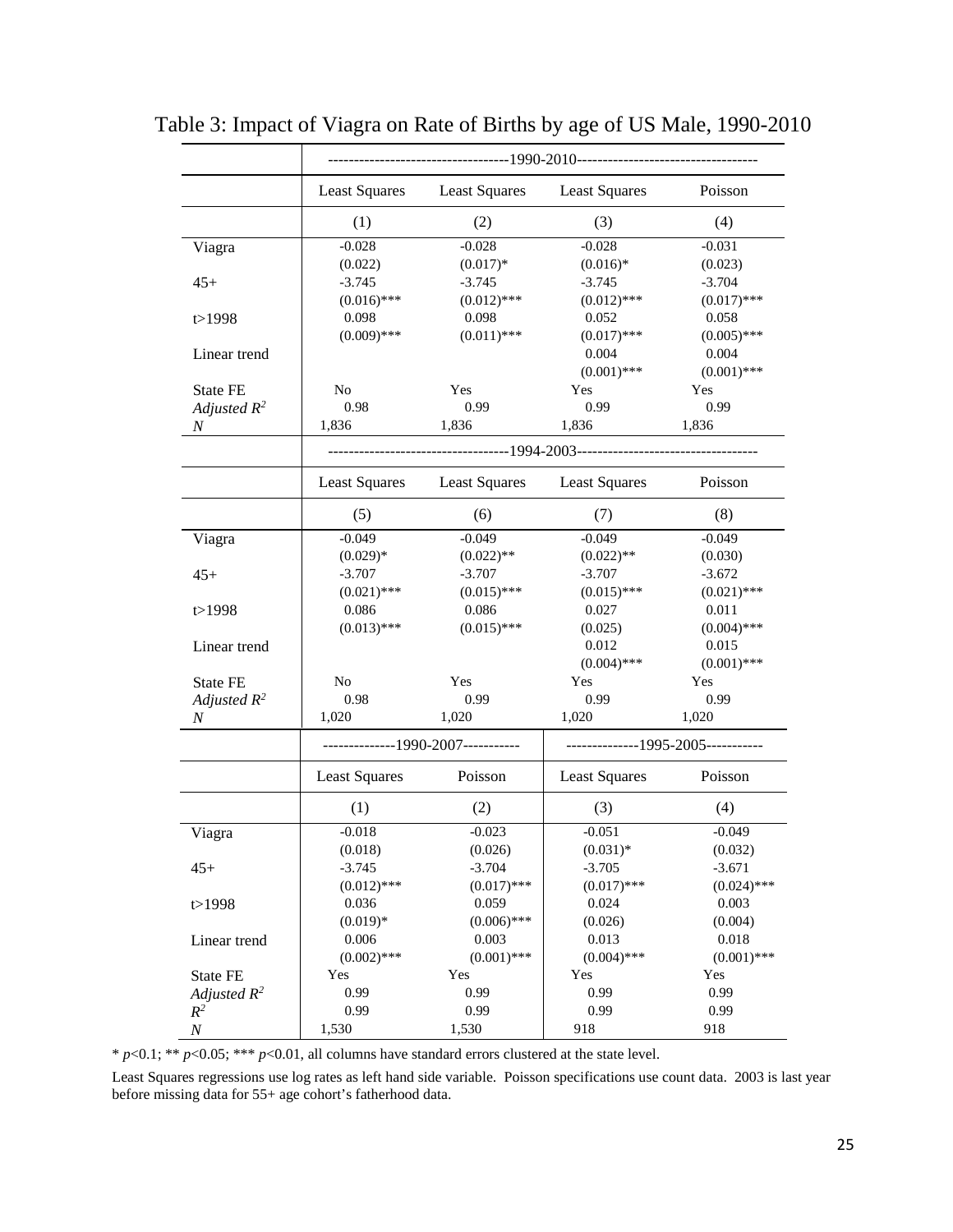# Table 3: Impact of Viagra on Rate of Births by age of US Male, 1990-2010

| | 1990-2010 | | | |
|---|---|---|---|---|
| | Least Squares | Least Squares | Least Squares | Poisson |
| | (1) | (2) | (3) | (4) |
| Viagra | -0.028 | -0.028 | -0.028 | -0.031 |
| | (0.022) | (0.017)* | (0.016)* | (0.023) |
| 45+ | -3.745 | -3.745 | -3.745 | -3.704 |
| | (0.016)*** | (0.012)*** | (0.012)*** | (0.017)*** |
| t>1998 | 0.098 | 0.098 | 0.052 | 0.058 |
| | (0.009)*** | (0.011)*** | (0.017)*** | (0.005)*** |
| Linear trend | | | 0.004 | 0.004 |
| | | | (0.001)*** | (0.001)*** |
| State FE | No | Yes | Yes | Yes |
| *Adjusted $R^2$* | 0.98 | 0.99 | 0.99 | 0.99 |
| *N* | 1,836 | 1,836 | 1,836 | 1,836 |
| | **1994-2003** | | | |
| | Least Squares | Least Squares | Least Squares | Poisson |
| | (5) | (6) | (7) | (8) |
| Viagra | -0.049 | -0.049 | -0.049 | -0.049 |
| | (0.029)* | (0.022)** | (0.022)** | (0.030) |
| 45+ | -3.707 | -3.707 | -3.707 | -3.672 |
| | (0.021)*** | (0.015)*** | (0.015)*** | (0.021)*** |
| t>1998 | 0.086 | 0.086 | 0.027 | 0.011 |
| | (0.013)*** | (0.015)*** | (0.025) | (0.004)*** |
| Linear trend | | | 0.012 | 0.015 |
| | | | (0.004)*** | (0.001)*** |
| State FE | No | Yes | Yes | Yes |
| *Adjusted $R^2$* | 0.98 | 0.99 | 0.99 | 0.99 |
| *N* | 1,020 | 1,020 | 1,020 | 1,020 |
| | **1990-2007** | | **1995-2005** | |
| | Least Squares | Poisson | Least Squares | Poisson |
| | (1) | (2) | (3) | (4) |
| Viagra | -0.018 | -0.023 | -0.051 | -0.049 |
| | (0.018) | (0.026) | (0.031)* | (0.032) |
| 45+ | -3.745 | -3.704 | -3.705 | -3.671 |
| | (0.012)*** | (0.017)*** | (0.017)*** | (0.024)*** |
| t>1998 | 0.036 | 0.059 | 0.024 | 0.003 |
| | (0.019)* | (0.006)*** | (0.026) | (0.004) |
| Linear trend | 0.006 | 0.003 | 0.013 | 0.018 |
| | (0.002)*** | (0.001)*** | (0.004)*** | (0.001)*** |
| State FE | Yes | Yes | Yes | Yes |
| *Adjusted $R^2$* | 0.99 | 0.99 | 0.99 | 0.99 |
| $R^2$ | 0.99 | 0.99 | 0.99 | 0.99 |
| *N* | 1,530 | 1,530 | 918 | 918 |

* $p<0.1$; ** $p<0.05$; *** $p<0.01$, all columns have standard errors clustered at the state level.

Least Squares regressions use log rates as left hand side variable. Poisson specifications use count data. 2003 is last year before missing data for 55+ age cohort's fatherhood data.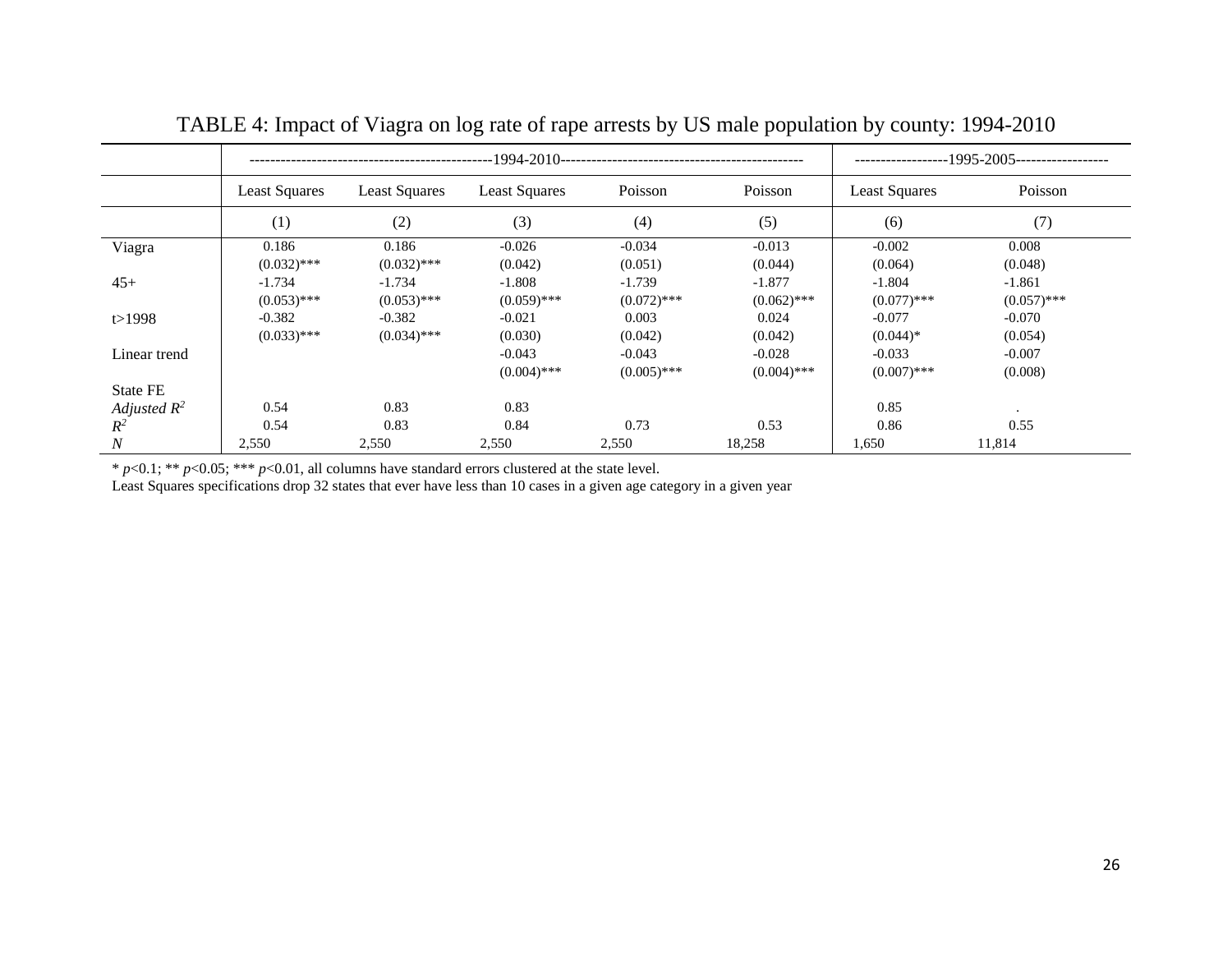# TABLE 4: Impact of Viagra on log rate of rape arrests by US male population by county: 1994-2010

| | 1994-2010 | | | | | 1995-2005 | |
|---|---|---|---|---|---|---|---|
| | Least Squares | Least Squares | Least Squares | Poisson | Poisson | Least Squares | Poisson |
| | (1) | (2) | (3) | (4) | (5) | (6) | (7) |
| Viagra | 0.186 | 0.186 | -0.026 | -0.034 | -0.013 | -0.002 | 0.008 |
| | (0.032)*** | (0.032)*** | (0.042) | (0.051) | (0.044) | (0.064) | (0.048) |
| 45+ | -1.734 | -1.734 | -1.808 | -1.739 | -1.877 | -1.804 | -1.861 |
| | (0.053)*** | (0.053)*** | (0.059)*** | (0.072)*** | (0.062)*** | (0.077)*** | (0.057)*** |
| t>1998 | -0.382 | -0.382 | -0.021 | 0.003 | 0.024 | -0.077 | -0.070 |
| | (0.033)*** | (0.034)*** | (0.030) | (0.042) | (0.042) | (0.044)* | (0.054) |
| Linear trend | | | -0.043 | -0.043 | -0.028 | -0.033 | -0.007 |
| | | | (0.004)*** | (0.005)*** | (0.004)*** | (0.007)*** | (0.008) |
| State FE | | | | | | | |
| *Adjusted* $R^2$ | 0.54 | 0.83 | 0.83 | | | 0.85 | . |
| $R^2$ | 0.54 | 0.83 | 0.84 | 0.73 | 0.53 | 0.86 | 0.55 |
| *N* | 2,550 | 2,550 | 2,550 | 2,550 | 18,258 | 1,650 | 11,814 |

* $p$<0.1; ** $p$<0.05; *** $p$<0.01, all columns have standard errors clustered at the state level.

Least Squares specifications drop 32 states that ever have less than 10 cases in a given age category in a given year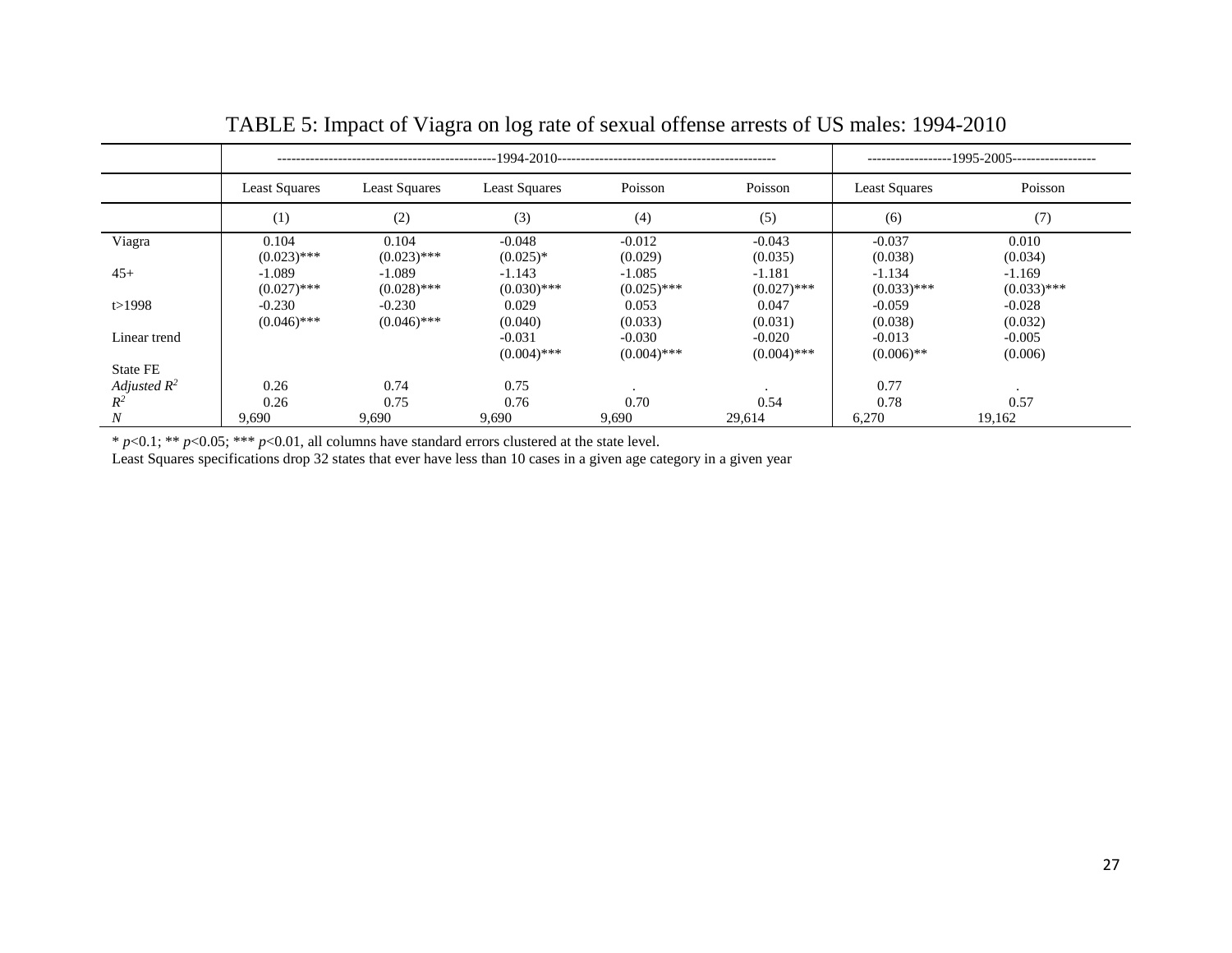TABLE 5: Impact of Viagra on log rate of sexual offense arrests of US males: 1994-2010

| | 1994-2010 | | | | | 1995-2005 | |
|---|---|---|---|---|---|---|---|
| | Least Squares | Least Squares | Least Squares | Poisson | Poisson | Least Squares | Poisson |
| | (1) | (2) | (3) | (4) | (5) | (6) | (7) |
| Viagra | 0.104 | 0.104 | -0.048 | -0.012 | -0.043 | -0.037 | 0.010 |
| | (0.023)*** | (0.023)*** | (0.025)* | (0.029) | (0.035) | (0.038) | (0.034) |
| 45+ | -1.089 | -1.089 | -1.143 | -1.085 | -1.181 | -1.134 | -1.169 |
| | (0.027)*** | (0.028)*** | (0.030)*** | (0.025)*** | (0.027)*** | (0.033)*** | (0.033)*** |
| t>1998 | -0.230 | -0.230 | 0.029 | 0.053 | 0.047 | -0.059 | -0.028 |
| | (0.046)*** | (0.046)*** | (0.040) | (0.033) | (0.031) | (0.038) | (0.032) |
| Linear trend | | | -0.031 | -0.030 | -0.020 | -0.013 | -0.005 |
| | | | (0.004)*** | (0.004)*** | (0.004)*** | (0.006)** | (0.006) |
| State FE | | | | | | | |
| *Adjusted $R^2$* | 0.26 | 0.74 | 0.75 | . | . | 0.77 | . |
| $R^2$ | 0.26 | 0.75 | 0.76 | 0.70 | 0.54 | 0.78 | 0.57 |
| *N* | 9,690 | 9,690 | 9,690 | 9,690 | 29,614 | 6,270 | 19,162 |

\* $p<0.1$; \*\* $p<0.05$; \*\*\* $p<0.01$, all columns have standard errors clustered at the state level.
Least Squares specifications drop 32 states that ever have less than 10 cases in a given age category in a given year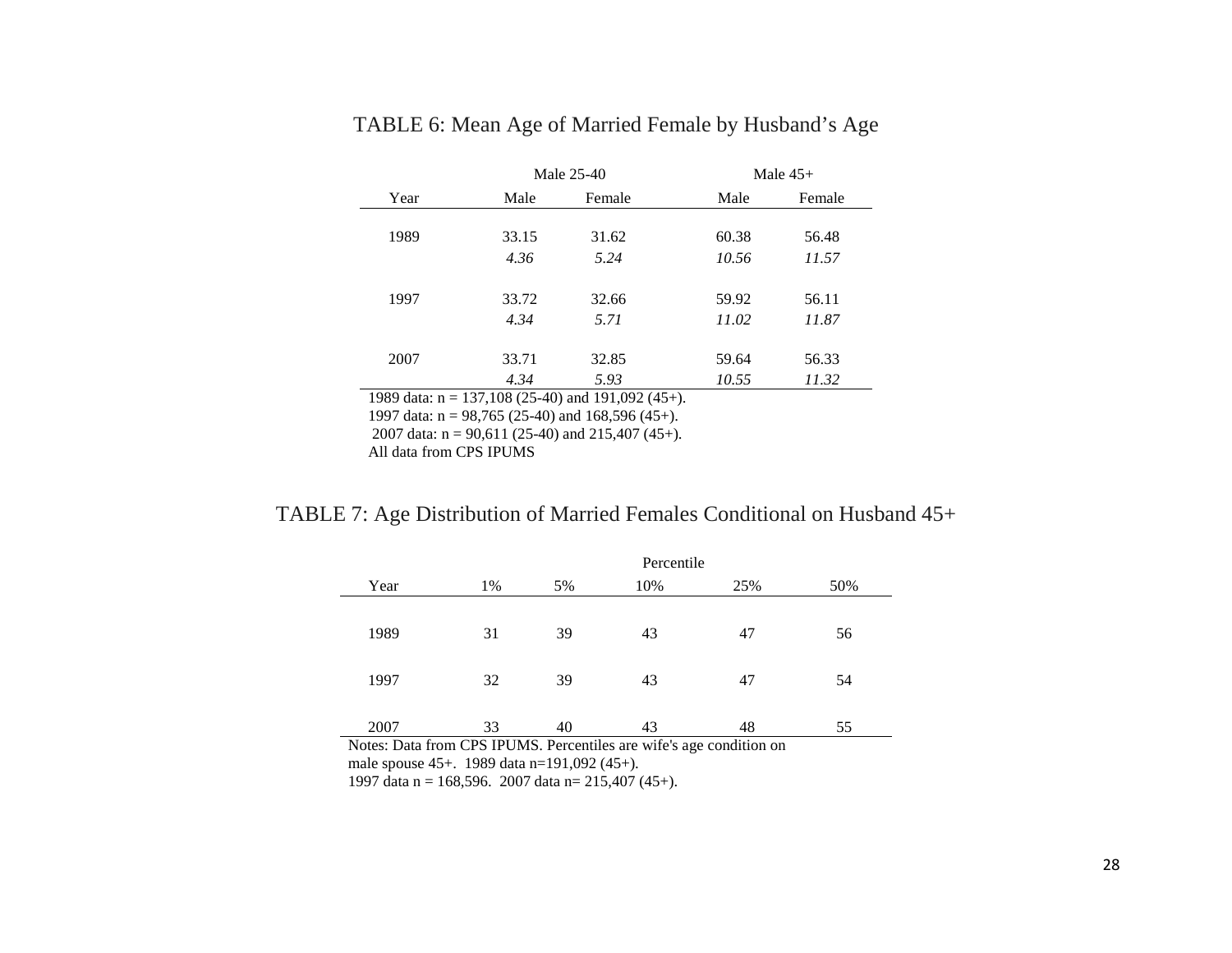TABLE 6: Mean Age of Married Female by Husband's Age

| | Male 25-40 | | Male 45+ | |
|---|---|---|---|---|
| Year | Male | Female | Male | Female |
| 1989 | 33.15 | 31.62 | 60.38 | 56.48 |
| | *4.36* | *5.24* | *10.56* | *11.57* |
| 1997 | 33.72 | 32.66 | 59.92 | 56.11 |
| | *4.34* | *5.71* | *11.02* | *11.87* |
| 2007 | 33.71 | 32.85 | 59.64 | 56.33 |
| | *4.34* | *5.93* | *10.55* | *11.32* |

1989 data: n = 137,108 (25-40) and 191,092 (45+).
1997 data: n = 98,765 (25-40) and 168,596 (45+).
2007 data: n = 90,611 (25-40) and 215,407 (45+).
All data from CPS IPUMS

TABLE 7: Age Distribution of Married Females Conditional on Husband 45+

| | Percentile | | | | |
|---|---|---|---|---|---|
| Year | 1% | 5% | 10% | 25% | 50% |
| 1989 | 31 | 39 | 43 | 47 | 56 |
| 1997 | 32 | 39 | 43 | 47 | 54 |
| 2007 | 33 | 40 | 43 | 48 | 55 |

Notes: Data from CPS IPUMS. Percentiles are wife's age condition on male spouse 45+. 1989 data n=191,092 (45+).
1997 data n = 168,596. 2007 data n= 215,407 (45+).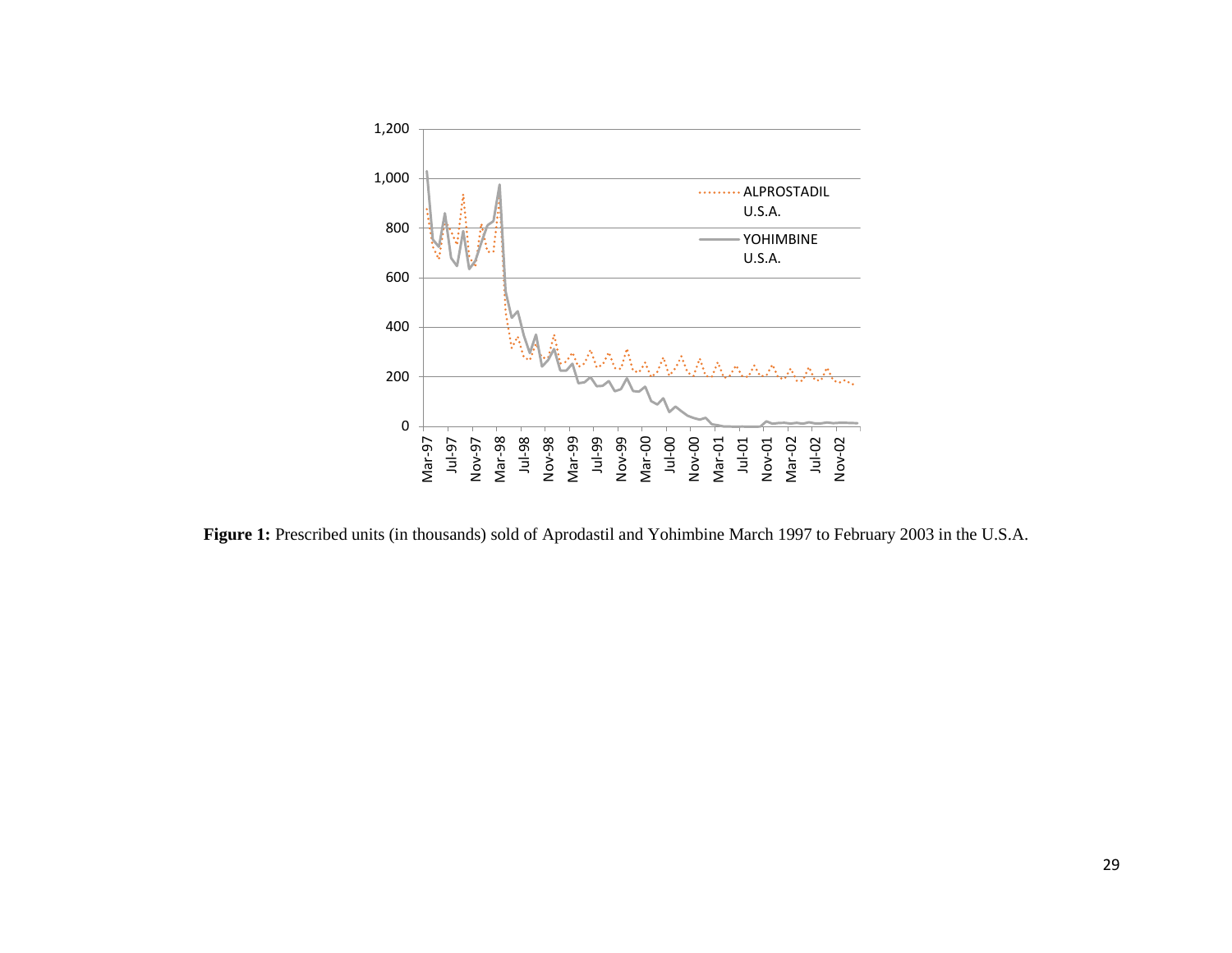**Figure 1:** Prescribed units (in thousands) sold of Aprodastil and Yohimbine March 1997 to February 2003 in the U.S.A.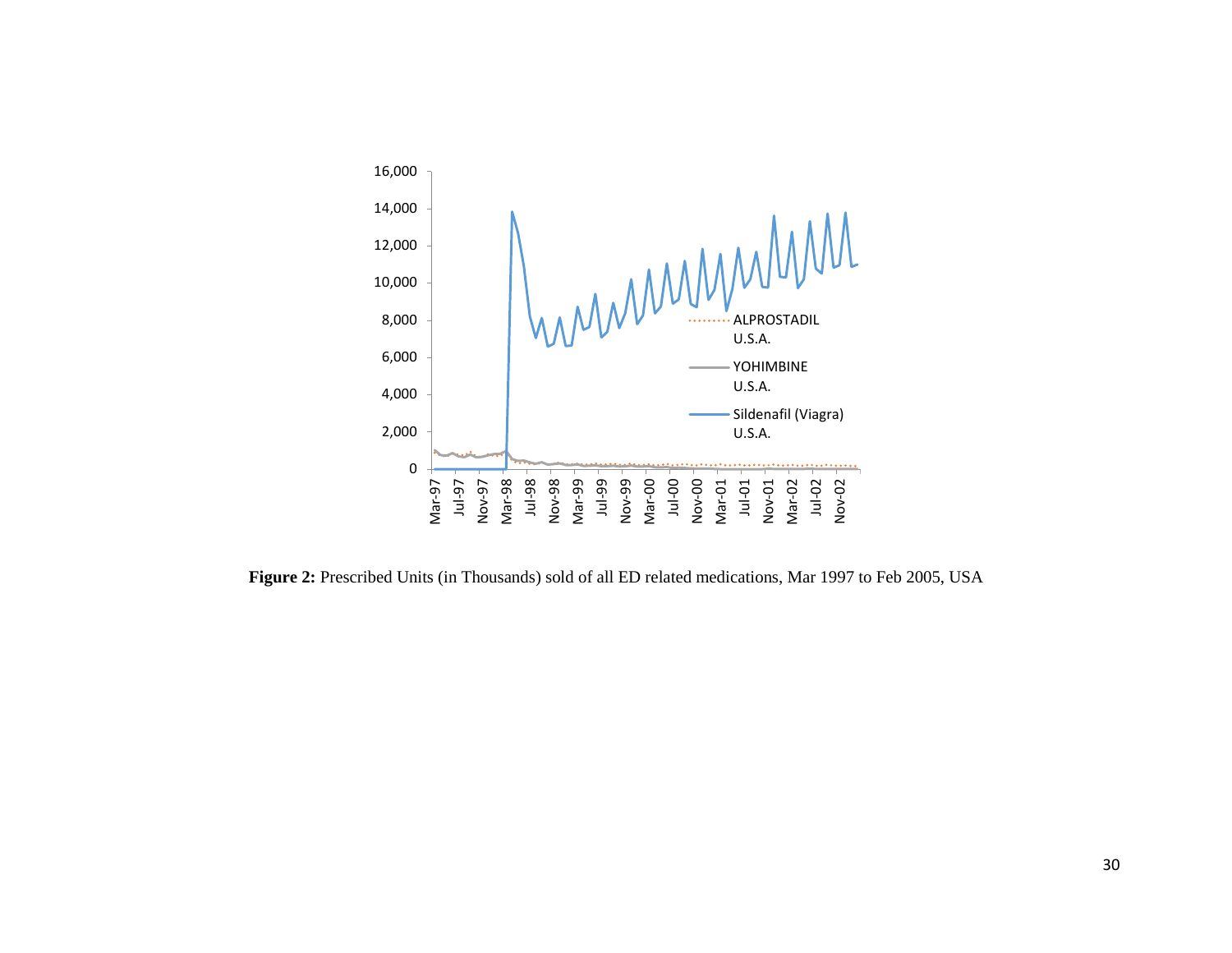**Figure 2:** Prescribed Units (in Thousands) sold of all ED related medications, Mar 1997 to Feb 2005, USA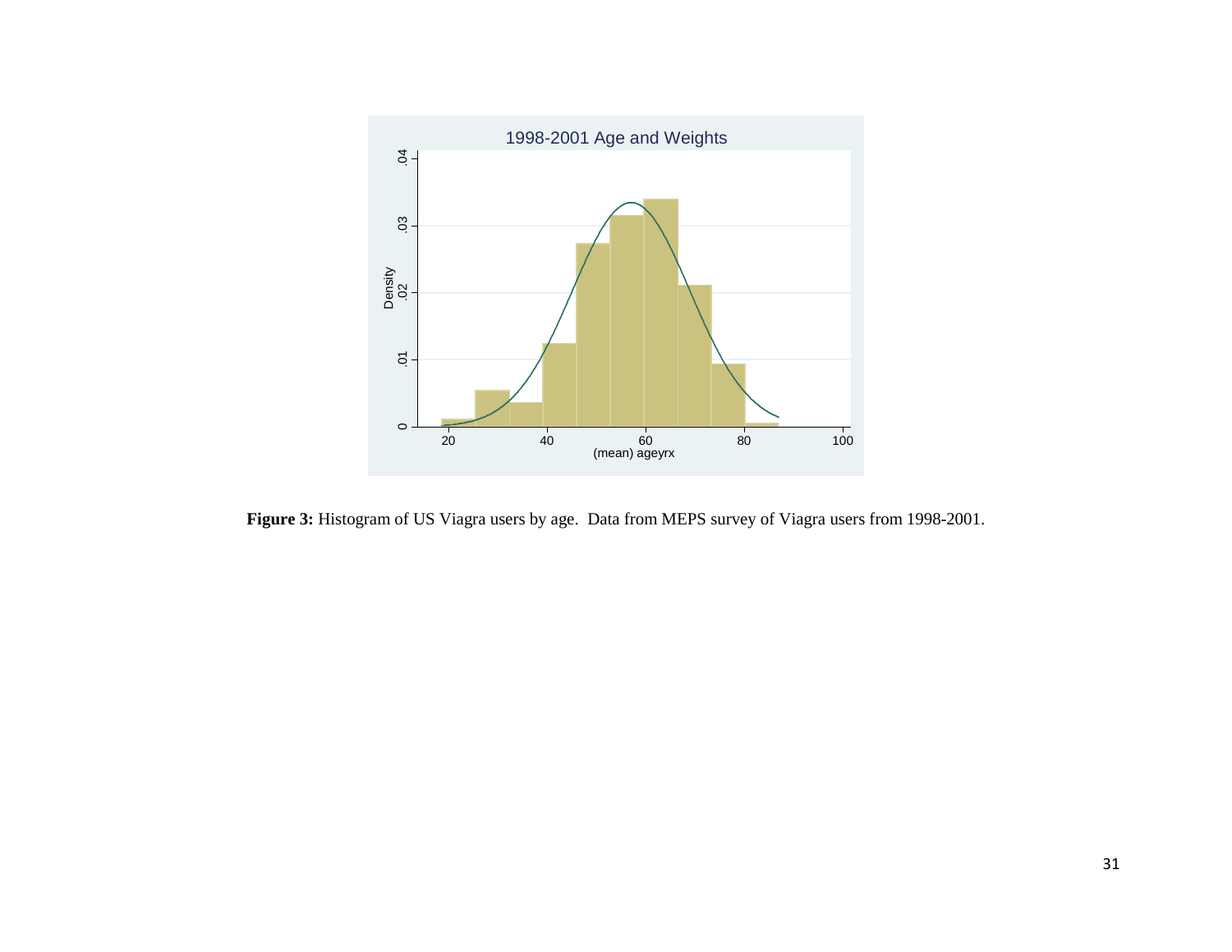**Figure 3:** Histogram of US Viagra users by age. Data from MEPS survey of Viagra users from 1998-2001.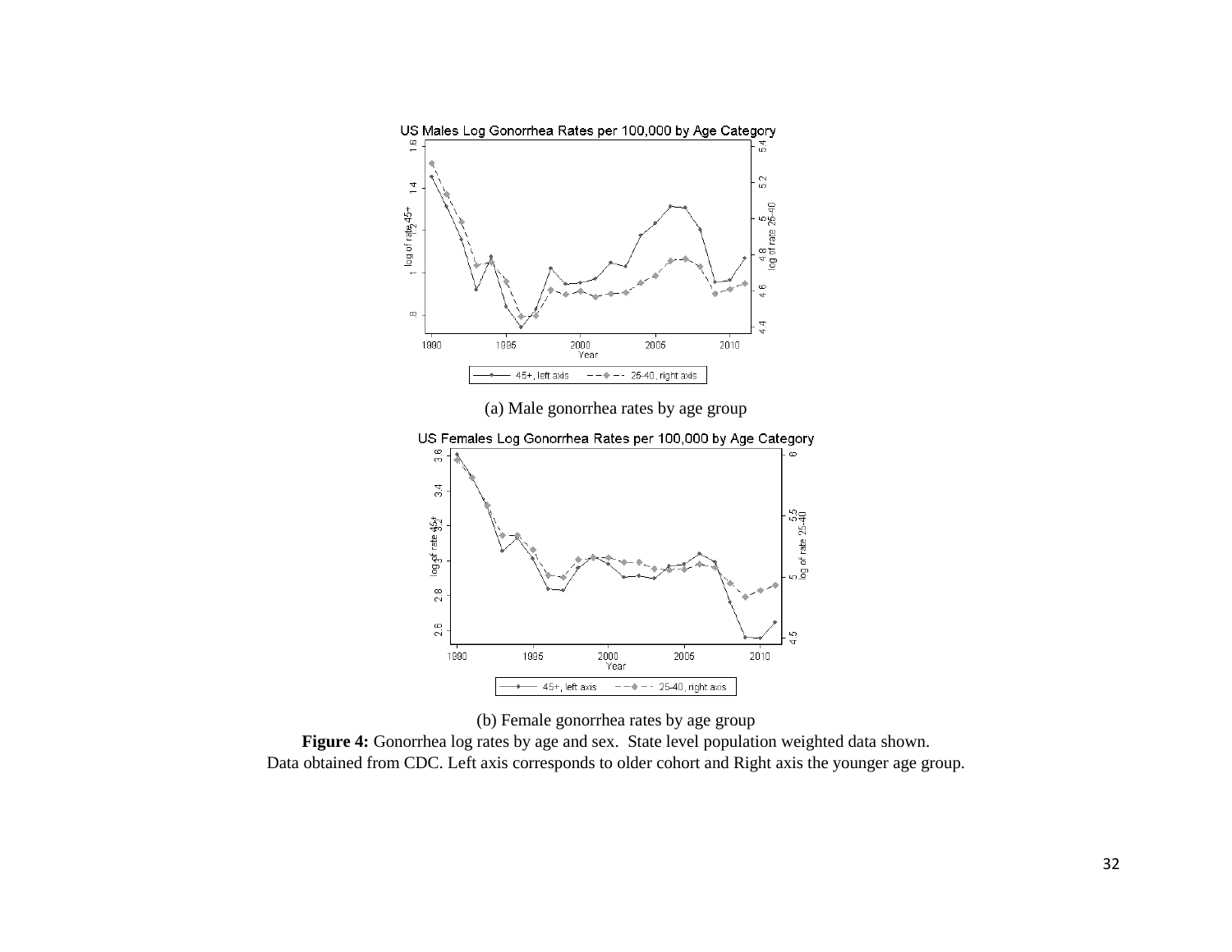(a) Male gonorrhea rates by age group

(b) Female gonorrhea rates by age group

**Figure 4:** Gonorrhea log rates by age and sex. State level population weighted data shown. Data obtained from CDC. Left axis corresponds to older cohort and Right axis the younger age group.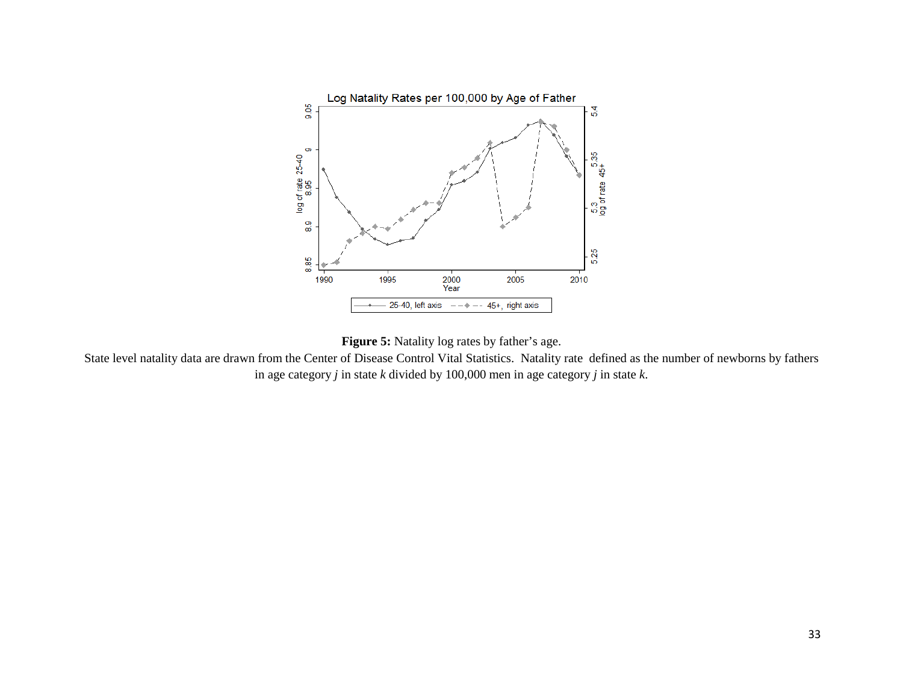**Figure 5:** Natality log rates by father's age.

State level natality data are drawn from the Center of Disease Control Vital Statistics. Natality rate defined as the number of newborns by fathers in age category *j* in state *k* divided by 100,000 men in age category *j* in state *k*.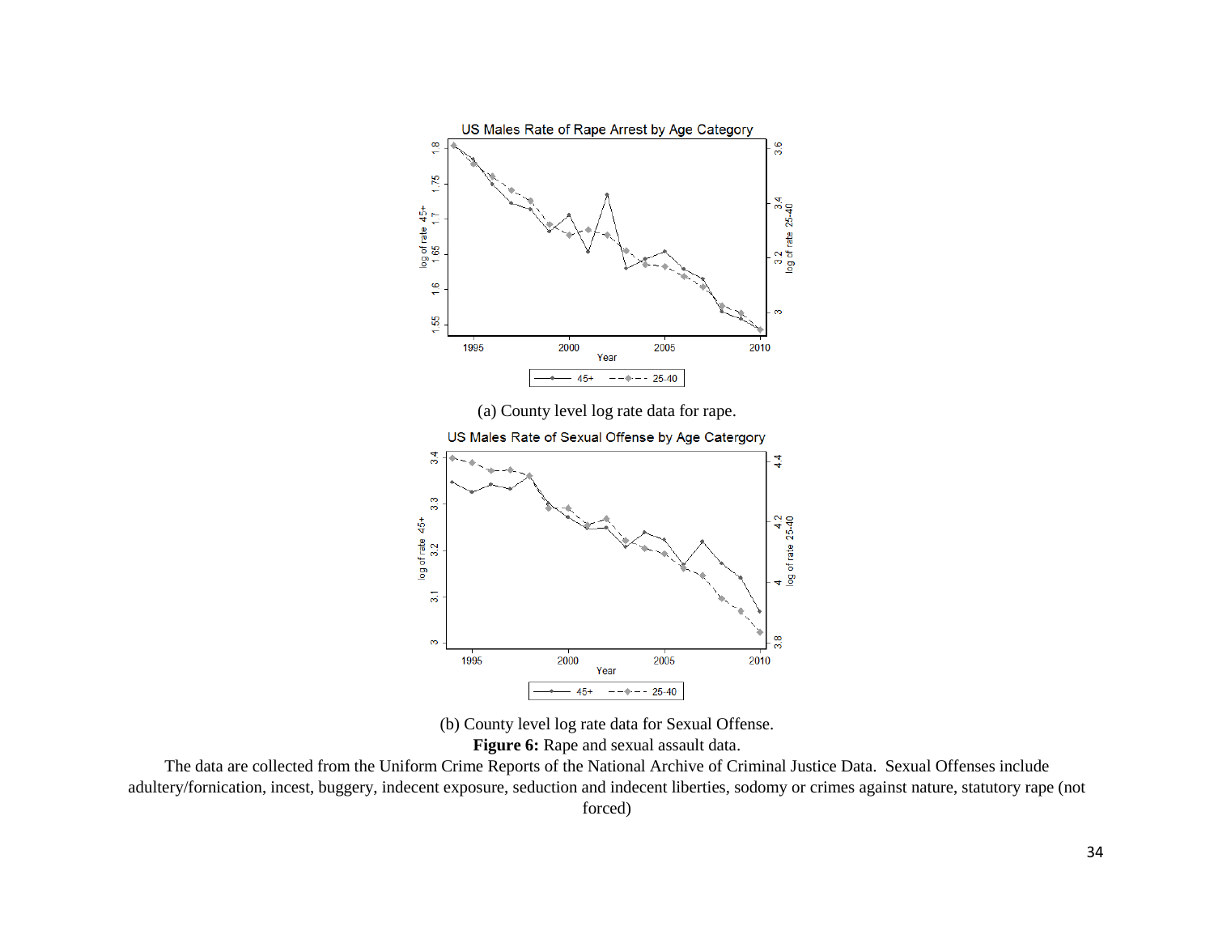(a) County level log rate data for rape.

(b) County level log rate data for Sexual Offense.

**Figure 6:** Rape and sexual assault data.

The data are collected from the Uniform Crime Reports of the National Archive of Criminal Justice Data. Sexual Offenses include adultery/fornication, incest, buggery, indecent exposure, seduction and indecent liberties, sodomy or crimes against nature, statutory rape (not forced)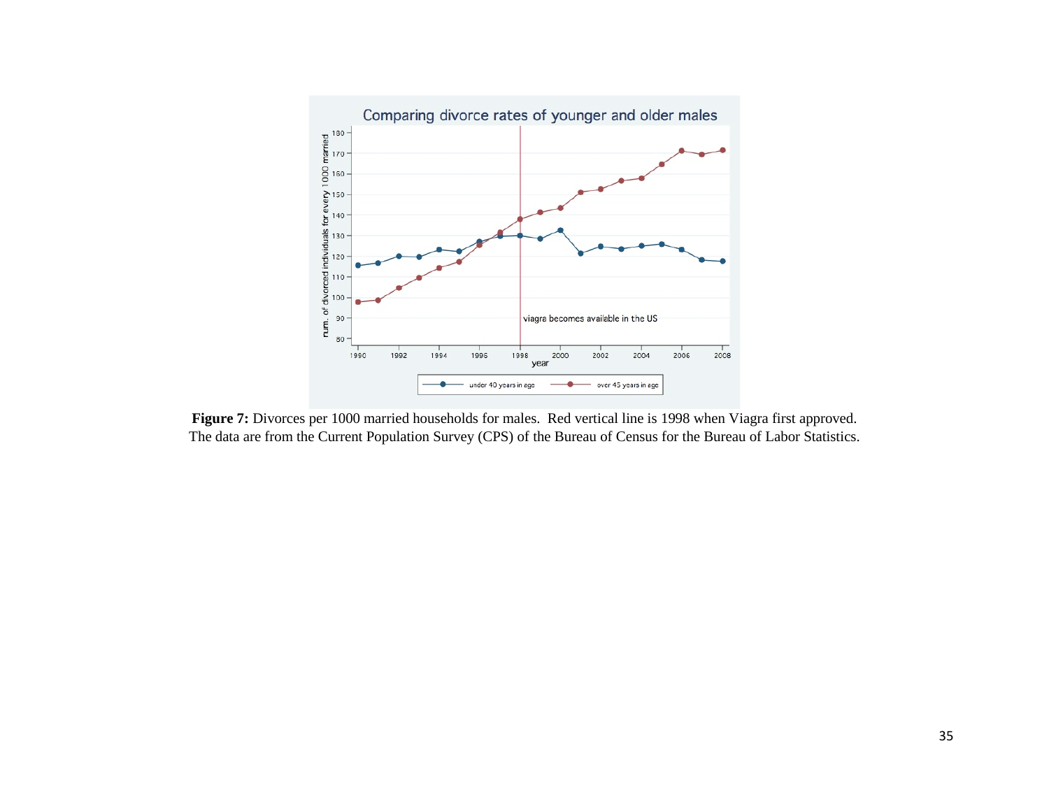**Figure 7:** Divorces per 1000 married households for males. Red vertical line is 1998 when Viagra first approved. The data are from the Current Population Survey (CPS) of the Bureau of Census for the Bureau of Labor Statistics.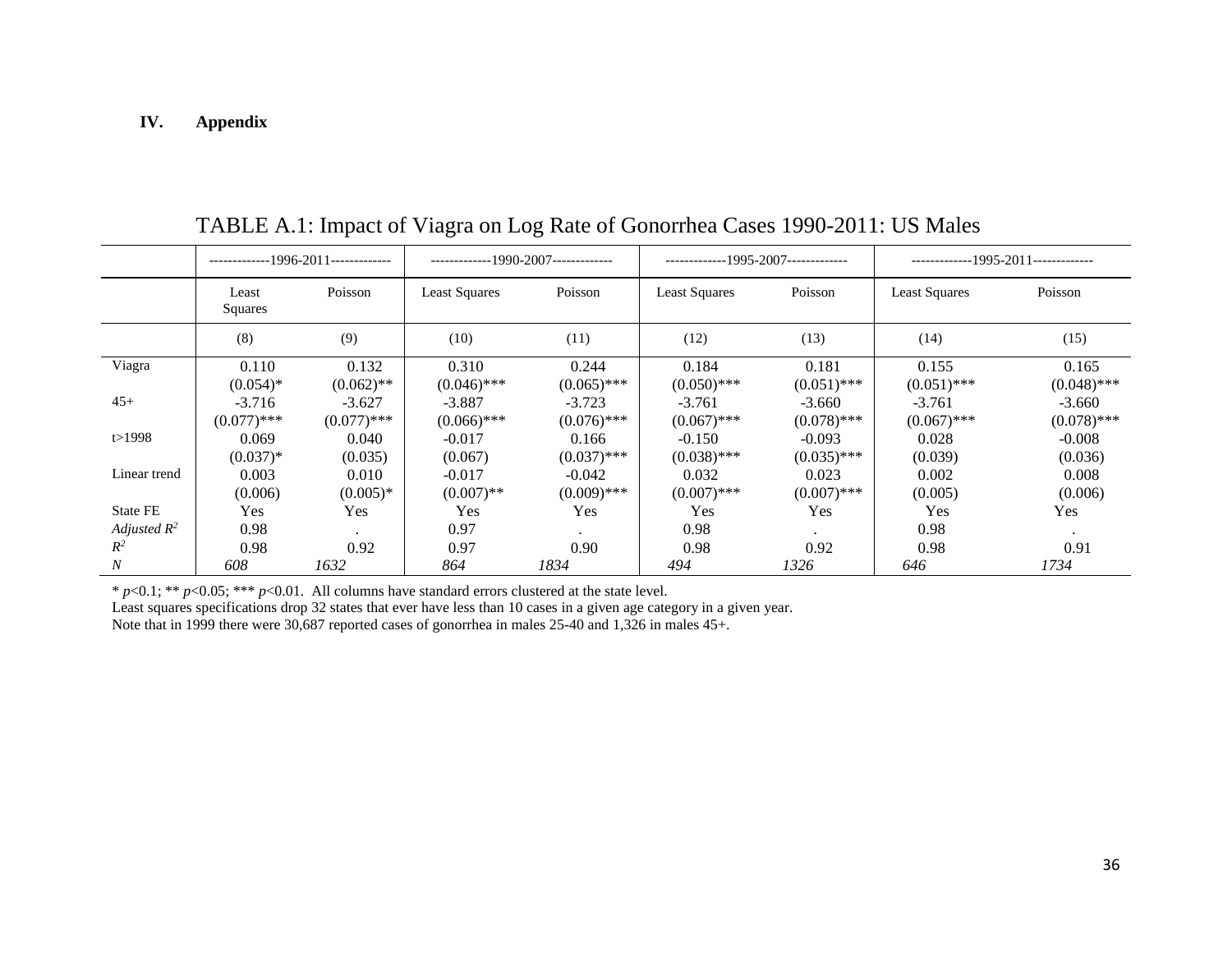## IV. Appendix

TABLE A.1: Impact of Viagra on Log Rate of Gonorrhea Cases 1990-2011: US Males

| | -------------1996-2011------------- | | -------------1990-2007------------- | | -------------1995-2007------------- | | -------------1995-2011------------- | |
|---|---|---|---|---|---|---|---|---|
| | Least Squares | Poisson | Least Squares | Poisson | Least Squares | Poisson | Least Squares | Poisson |
| | (8) | (9) | (10) | (11) | (12) | (13) | (14) | (15) |
| Viagra | 0.110 | 0.132 | 0.310 | 0.244 | 0.184 | 0.181 | 0.155 | 0.165 |
| | (0.054)* | (0.062)** | (0.046)*** | (0.065)*** | (0.050)*** | (0.051)*** | (0.051)*** | (0.048)*** |
| 45+ | -3.716 | -3.627 | -3.887 | -3.723 | -3.761 | -3.660 | -3.761 | -3.660 |
| | (0.077)*** | (0.077)*** | (0.066)*** | (0.076)*** | (0.067)*** | (0.078)*** | (0.067)*** | (0.078)*** |
| t>1998 | 0.069 | 0.040 | -0.017 | 0.166 | -0.150 | -0.093 | 0.028 | -0.008 |
| | (0.037)* | (0.035) | (0.067) | (0.037)*** | (0.038)*** | (0.035)*** | (0.039) | (0.036) |
| Linear trend | 0.003 | 0.010 | -0.017 | -0.042 | 0.032 | 0.023 | 0.002 | 0.008 |
| | (0.006) | (0.005)* | (0.007)** | (0.009)*** | (0.007)*** | (0.007)*** | (0.005) | (0.006) |
| State FE | Yes | Yes | Yes | Yes | Yes | Yes | Yes | Yes |
| *Adjusted* $R^2$ | 0.98 | . | 0.97 | . | 0.98 | . | 0.98 | . |
| $R^2$ | 0.98 | 0.92 | 0.97 | 0.90 | 0.98 | 0.92 | 0.98 | 0.91 |
| *N* | *608* | *1632* | *864* | *1834* | *494* | *1326* | *646* | *1734* |

* $p$<0.1; ** $p$<0.05; *** $p$<0.01. All columns have standard errors clustered at the state level.
Least squares specifications drop 32 states that ever have less than 10 cases in a given age category in a given year.
Note that in 1999 there were 30,687 reported cases of gonorrhea in males 25-40 and 1,326 in males 45+.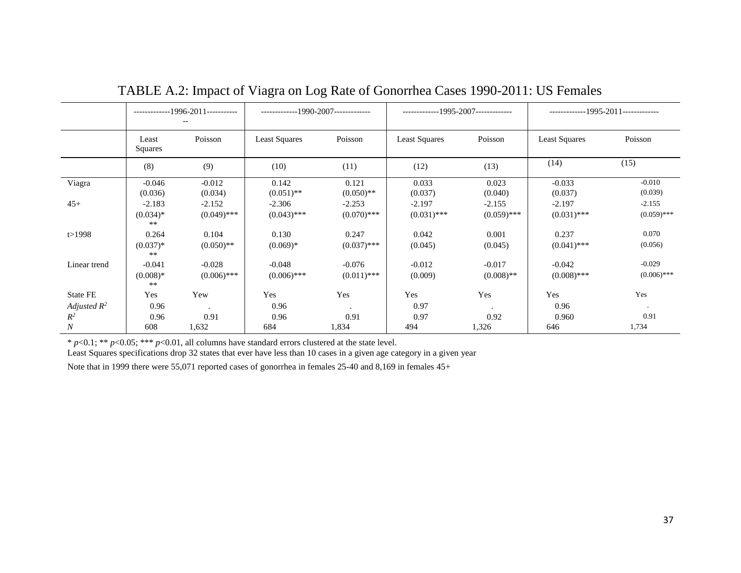# TABLE A.2: Impact of Viagra on Log Rate of Gonorrhea Cases 1990-2011: US Females

| | -------------1996-2011------------- | | -------------1990-2007------------- | | -------------1995-2007------------- | | -------------1995-2011------------- | |
|---|---|---|---|---|---|---|---|---|
| | Least Squares | Poisson | Least Squares | Poisson | Least Squares | Poisson | Least Squares | Poisson |
| | (8) | (9) | (10) | (11) | (12) | (13) | (14) | (15) |
| Viagra | -0.046 | -0.012 | 0.142 | 0.121 | 0.033 | 0.023 | -0.033 | -0.010 |
| | (0.036) | (0.034) | (0.051)** | (0.050)** | (0.037) | (0.040) | (0.037) | (0.039) |
| 45+ | -2.183 | -2.152 | -2.306 | -2.253 | -2.197 | -2.155 | -2.197 | -2.155 |
| | (0.034)*** | (0.049)*** | (0.043)*** | (0.070)*** | (0.031)*** | (0.059)*** | (0.031)*** | (0.059)*** |
| t>1998 | 0.264 | 0.104 | 0.130 | 0.247 | 0.042 | 0.001 | 0.237 | 0.070 |
| | (0.037)*** | (0.050)** | (0.069)* | (0.037)*** | (0.045) | (0.045) | (0.041)*** | (0.056) |
| Linear trend | -0.041 | -0.028 | -0.048 | -0.076 | -0.012 | -0.017 | -0.042 | -0.029 |
| | (0.008)*** | (0.006)*** | (0.006)*** | (0.011)*** | (0.009) | (0.008)** | (0.008)*** | (0.006)*** |
| State FE | Yes | Yew | Yes | Yes | Yes | Yes | Yes | Yes |
| *Adjusted $R^2$* | 0.96 | . | 0.96 | . | 0.97 | . | 0.96 | . |
| $R^2$ | 0.96 | 0.91 | 0.96 | 0.91 | 0.97 | 0.92 | 0.960 | 0.91 |
| $N$ | 608 | 1,632 | 684 | 1,834 | 494 | 1,326 | 646 | 1,734 |

* $p<0.1$; ** $p<0.05$; *** $p<0.01$, all columns have standard errors clustered at the state level.

Least Squares specifications drop 32 states that ever have less than 10 cases in a given age category in a given year

Note that in 1999 there were 55,071 reported cases of gonorrhea in females 25-40 and 8,169 in females 45+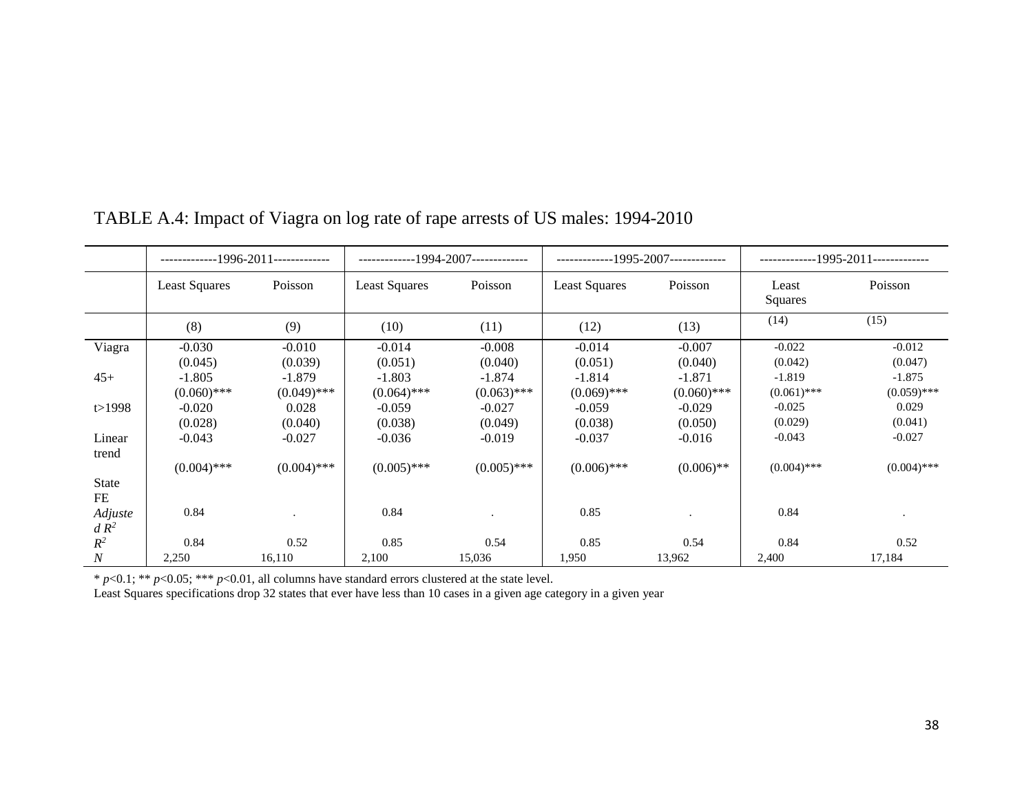TABLE A.4: Impact of Viagra on log rate of rape arrests of US males: 1994-2010

| | -------------1996-2011------------- | | -------------1994-2007------------- | | -------------1995-2007------------- | | -------------1995-2011------------- | |
|---|---|---|---|---|---|---|---|---|
| | Least Squares | Poisson | Least Squares | Poisson | Least Squares | Poisson | Least Squares | Poisson |
| | (8) | (9) | (10) | (11) | (12) | (13) | (14) | (15) |
| Viagra | -0.030 | -0.010 | -0.014 | -0.008 | -0.014 | -0.007 | -0.022 | -0.012 |
| | (0.045) | (0.039) | (0.051) | (0.040) | (0.051) | (0.040) | (0.042) | (0.047) |
| 45+ | -1.805 | -1.879 | -1.803 | -1.874 | -1.814 | -1.871 | -1.819 | -1.875 |
| | (0.060)*** | (0.049)*** | (0.064)*** | (0.063)*** | (0.069)*** | (0.060)*** | (0.061)*** | (0.059)*** |
| t>1998 | -0.020 | 0.028 | -0.059 | -0.027 | -0.059 | -0.029 | -0.025 | 0.029 |
| | (0.028) | (0.040) | (0.038) | (0.049) | (0.038) | (0.050) | (0.029) | (0.041) |
| Linear trend | -0.043 | -0.027 | -0.036 | -0.019 | -0.037 | -0.016 | -0.043 | -0.027 |
| | (0.004)*** | (0.004)*** | (0.005)*** | (0.005)*** | (0.006)*** | (0.006)** | (0.004)*** | (0.004)*** |
| State FE | | | | | | | | |
| *Adjusted $R^2$* | 0.84 | . | 0.84 | . | 0.85 | . | 0.84 | . |
| $R^2$ | 0.84 | 0.52 | 0.85 | 0.54 | 0.85 | 0.54 | 0.84 | 0.52 |
| *N* | 2,250 | 16,110 | 2,100 | 15,036 | 1,950 | 13,962 | 2,400 | 17,184 |

\* $p$<0.1; ** $p$<0.05; *** $p$<0.01, all columns have standard errors clustered at the state level.
Least Squares specifications drop 32 states that ever have less than 10 cases in a given age category in a given year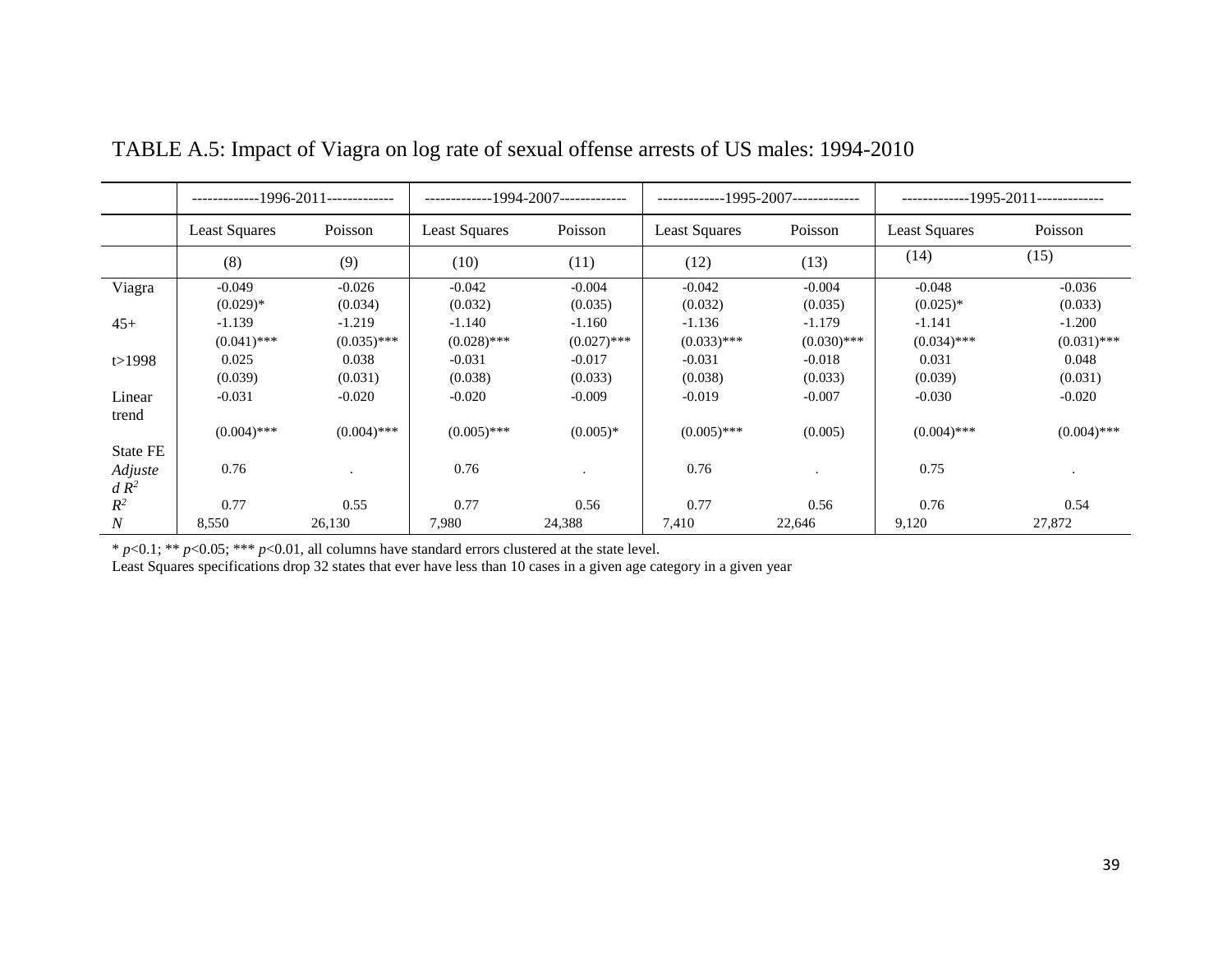TABLE A.5: Impact of Viagra on log rate of sexual offense arrests of US males: 1994-2010

| | -------------1996-2011------------- | | -------------1994-2007------------- | | -------------1995-2007------------- | | -------------1995-2011------------- | |
|---|---|---|---|---|---|---|---|---|
| | Least Squares | Poisson | Least Squares | Poisson | Least Squares | Poisson | Least Squares | Poisson |
| | (8) | (9) | (10) | (11) | (12) | (13) | (14) | (15) |
| Viagra | -0.049 | -0.026 | -0.042 | -0.004 | -0.042 | -0.004 | -0.048 | -0.036 |
| | (0.029)* | (0.034) | (0.032) | (0.035) | (0.032) | (0.035) | (0.025)* | (0.033) |
| 45+ | -1.139 | -1.219 | -1.140 | -1.160 | -1.136 | -1.179 | -1.141 | -1.200 |
| | (0.041)*** | (0.035)*** | (0.028)*** | (0.027)*** | (0.033)*** | (0.030)*** | (0.034)*** | (0.031)*** |
| t>1998 | 0.025 | 0.038 | -0.031 | -0.017 | -0.031 | -0.018 | 0.031 | 0.048 |
| | (0.039) | (0.031) | (0.038) | (0.033) | (0.038) | (0.033) | (0.039) | (0.031) |
| Linear trend | -0.031 | -0.020 | -0.020 | -0.009 | -0.019 | -0.007 | -0.030 | -0.020 |
| | (0.004)*** | (0.004)*** | (0.005)*** | (0.005)* | (0.005)*** | (0.005) | (0.004)*** | (0.004)*** |
| State FE | | | | | | | | |
| *Adjusted $R^2$* | 0.76 | . | 0.76 | . | 0.76 | . | 0.75 | . |
| $R^2$ | 0.77 | 0.55 | 0.77 | 0.56 | 0.77 | 0.56 | 0.76 | 0.54 |
| *N* | 8,550 | 26,130 | 7,980 | 24,388 | 7,410 | 22,646 | 9,120 | 27,872 |

\* $p$<0.1; \*\* $p$<0.05; \*\*\* $p$<0.01, all columns have standard errors clustered at the state level.

Least Squares specifications drop 32 states that ever have less than 10 cases in a given age category in a given year